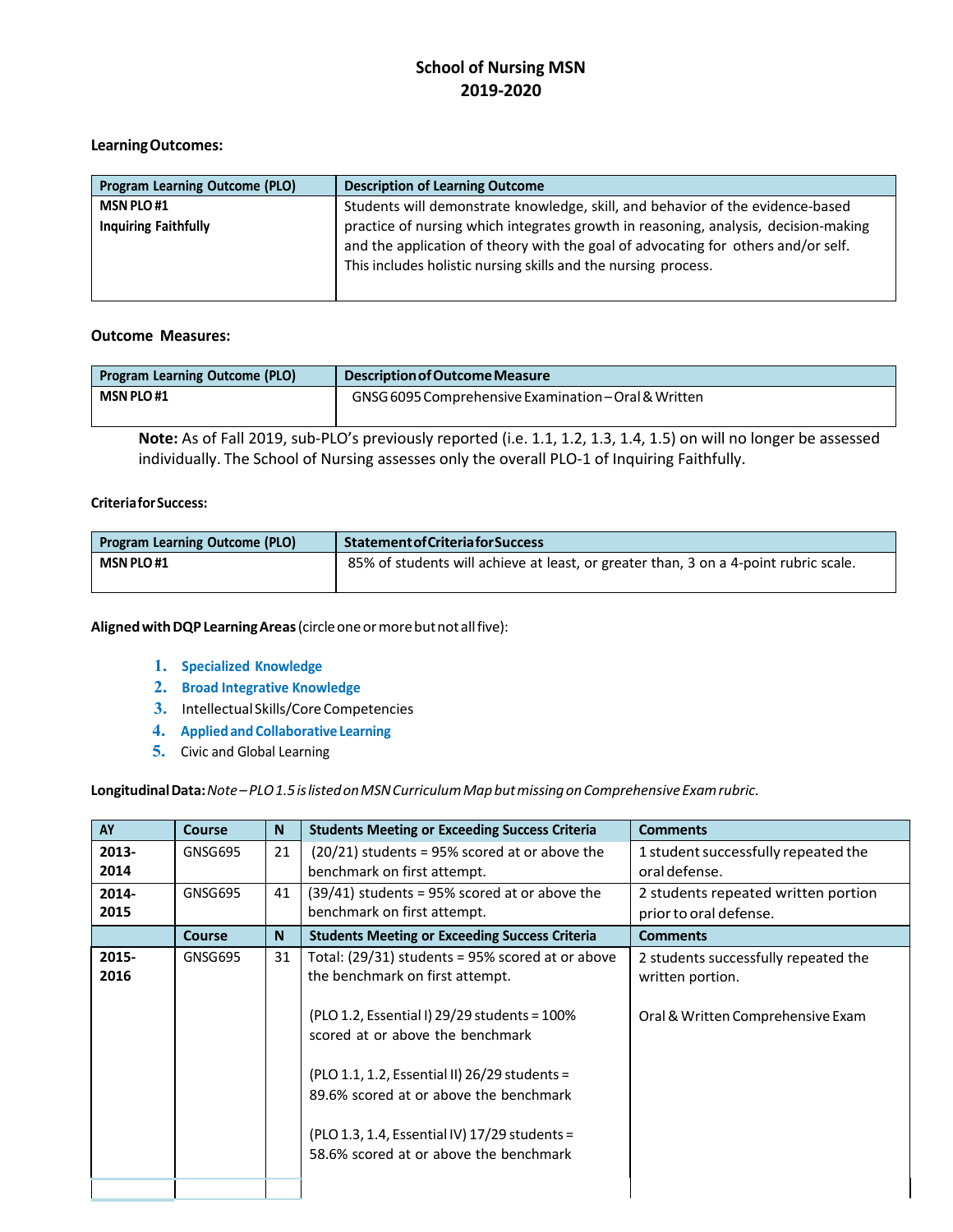# School of Nursing MSN
## 2019-2020

**Learning Outcomes:**

| Program Learning Outcome (PLO) | Description of Learning Outcome |
|---|---|
| **MSN PLO #1**<br>**Inquiring Faithfully** | Students will demonstrate knowledge, skill, and behavior of the evidence-based practice of nursing which integrates growth in reasoning, analysis, decision-making and the application of theory with the goal of advocating for others and/or self. This includes holistic nursing skills and the nursing process. |

**Outcome Measures:**

| Program Learning Outcome (PLO) | Description of Outcome Measure |
|---|---|
| **MSN PLO #1** | GNSG 6095 Comprehensive Examination – Oral & Written |

**Note:** As of Fall 2019, sub-PLO's previously reported (i.e. 1.1, 1.2, 1.3, 1.4, 1.5) on will no longer be assessed individually. The School of Nursing assesses only the overall PLO-1 of Inquiring Faithfully.

**Criteria for Success:**

| Program Learning Outcome (PLO) | Statement of Criteria for Success |
|---|---|
| **MSN PLO #1** | 85% of students will achieve at least, or greater than, 3 on a 4-point rubric scale. |

**Aligned with DQP Learning Areas** (circle one or more but not all five):

1. **Specialized Knowledge**
2. **Broad Integrative Knowledge**
3. Intellectual Skills/Core Competencies
4. **Applied and Collaborative Learning**
5. Civic and Global Learning

**Longitudinal Data:** *Note – PLO 1.5 is listed on MSN Curriculum Map but missing on Comprehensive Exam rubric.*

| AY | Course | N | Students Meeting or Exceeding Success Criteria | Comments |
|---|---|---|---|---|
| **2013-2014** | GNSG695 | 21 | (20/21) students = 95% scored at or above the benchmark on first attempt. | 1 student successfully repeated the oral defense. |
| **2014-2015** | GNSG695 | 41 | (39/41) students = 95% scored at or above the benchmark on first attempt. | 2 students repeated written portion prior to oral defense. |
| | **Course** | **N** | **Students Meeting or Exceeding Success Criteria** | **Comments** |
| **2015-2016** | GNSG695 | 31 | Total: (29/31) students = 95% scored at or above the benchmark on first attempt.<br><br>(PLO 1.2, Essential I) 29/29 students = 100% scored at or above the benchmark<br><br>(PLO 1.1, 1.2, Essential II) 26/29 students = 89.6% scored at or above the benchmark<br><br>(PLO 1.3, 1.4, Essential IV) 17/29 students = 58.6% scored at or above the benchmark | 2 students successfully repeated the written portion.<br><br>Oral & Written Comprehensive Exam |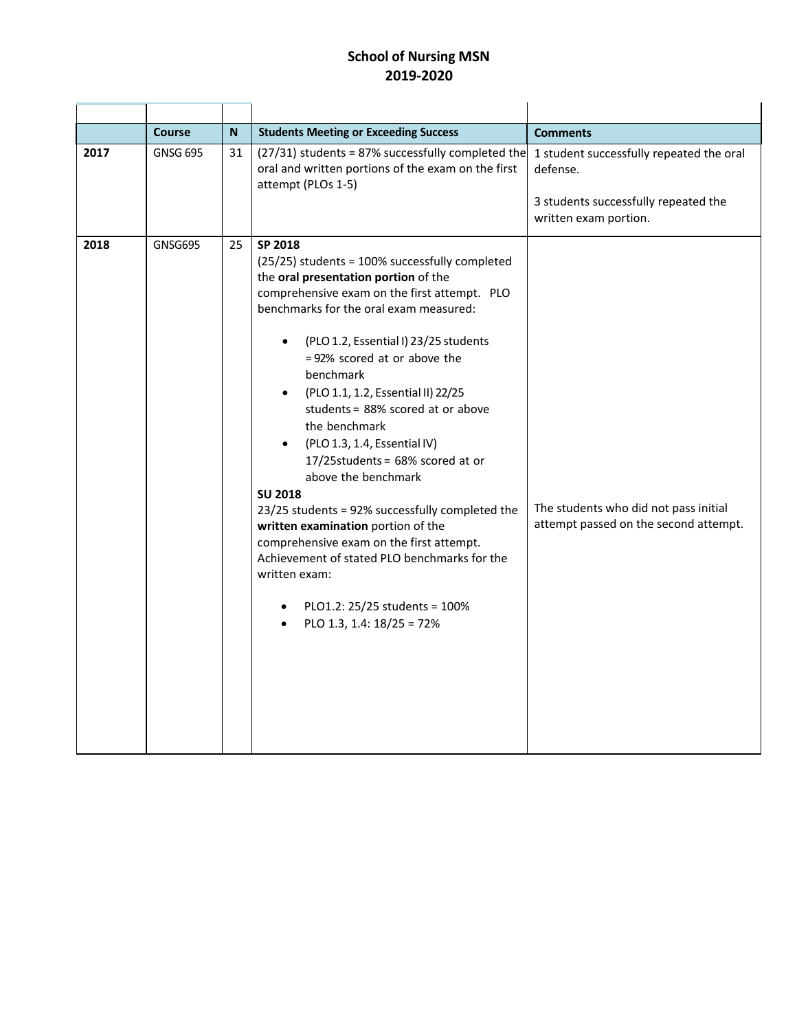# School of Nursing MSN
# 2019-2020

| | Course | N | Students Meeting or Exceeding Success | Comments |
|---|---|---|---|---|
| **2017** | GNSG 695 | 31 | (27/31) students = 87% successfully completed the oral and written portions of the exam on the first attempt (PLOs 1-5) | 1 student successfully repeated the oral defense.<br><br>3 students successfully repeated the written exam portion. |
| **2018** | GNSG695 | 25 | **SP 2018**<br>(25/25) students = 100% successfully completed the **oral presentation portion** of the comprehensive exam on the first attempt. PLO benchmarks for the oral exam measured:<br>• (PLO 1.2, Essential I) 23/25 students = 92% scored at or above the benchmark<br>• (PLO 1.1, 1.2, Essential II) 22/25 students = 88% scored at or above the benchmark<br>• (PLO 1.3, 1.4, Essential IV) 17/25students = 68% scored at or above the benchmark<br>**SU 2018**<br>23/25 students = 92% successfully completed the **written examination** portion of the comprehensive exam on the first attempt. Achievement of stated PLO benchmarks for the written exam:<br>• PLO1.2: 25/25 students = 100%<br>• PLO 1.3, 1.4: 18/25 = 72% | The students who did not pass initial attempt passed on the second attempt. |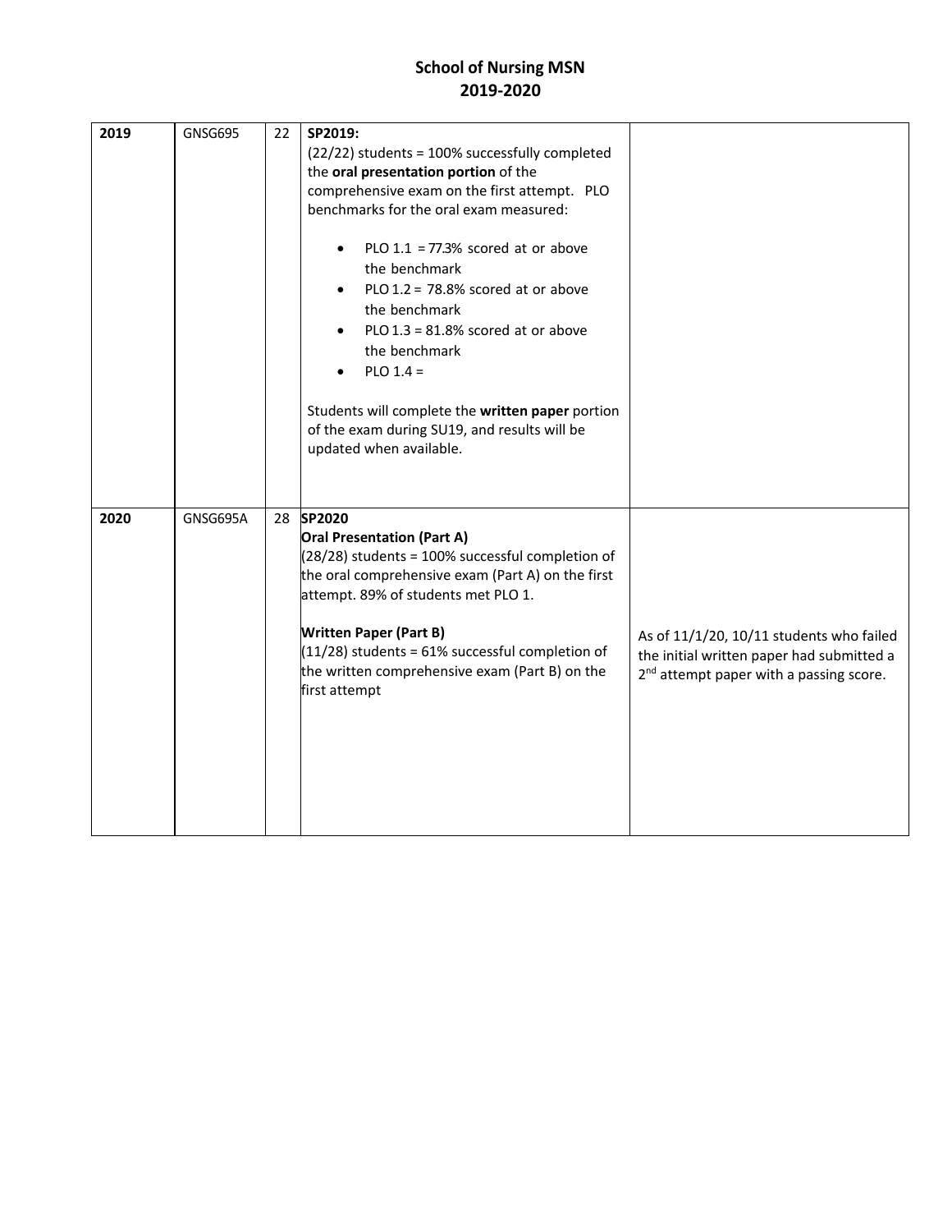# School of Nursing MSN
# 2019-2020

| | | | | |
|---|---|---|---|---|
| **2019** | GNSG695 | 22 | **SP2019:**<br>(22/22) students = 100% successfully completed the **oral presentation portion** of the comprehensive exam on the first attempt. PLO benchmarks for the oral exam measured:<br>• PLO 1.1 = 77.3% scored at or above the benchmark<br>• PLO 1.2 = 78.8% scored at or above the benchmark<br>• PLO 1.3 = 81.8% scored at or above the benchmark<br>• PLO 1.4 =<br><br>Students will complete the **written paper** portion of the exam during SU19, and results will be updated when available. | |
| **2020** | GNSG695A | 28 | **SP2020**<br>**Oral Presentation (Part A)**<br>(28/28) students = 100% successful completion of the oral comprehensive exam (Part A) on the first attempt. 89% of students met PLO 1.<br><br>**Written Paper (Part B)**<br>(11/28) students = 61% successful completion of the written comprehensive exam (Part B) on the first attempt | As of 11/1/20, 10/11 students who failed the initial written paper had submitted a 2nd attempt paper with a passing score. |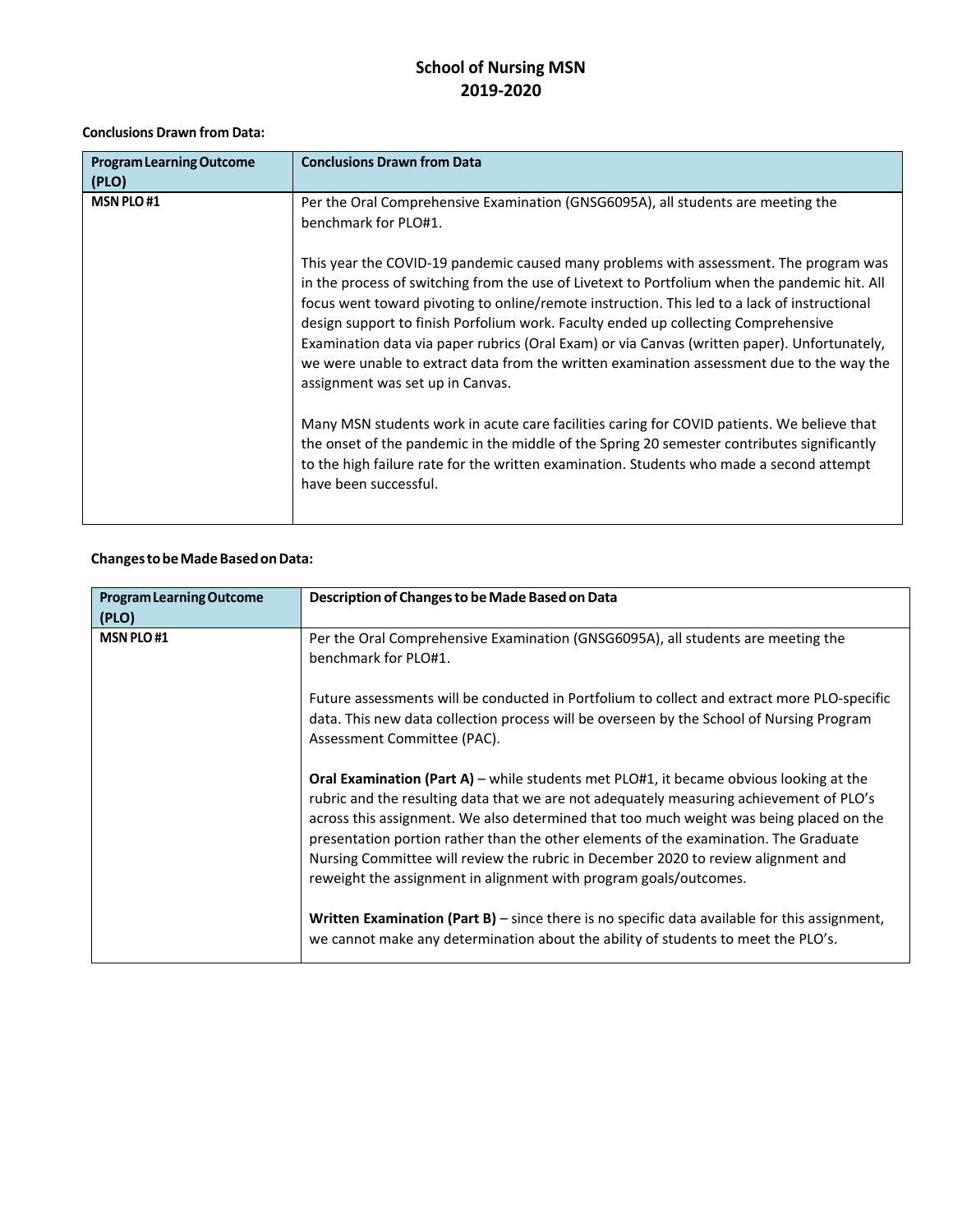# School of Nursing MSN
## 2019-2020

**Conclusions Drawn from Data:**

| Program Learning Outcome (PLO) | Conclusions Drawn from Data |
|---|---|
| **MSN PLO #1** | Per the Oral Comprehensive Examination (GNSG6095A), all students are meeting the benchmark for PLO#1.<br><br>This year the COVID-19 pandemic caused many problems with assessment. The program was in the process of switching from the use of Livetext to Portfolium when the pandemic hit. All focus went toward pivoting to online/remote instruction. This led to a lack of instructional design support to finish Porfolium work. Faculty ended up collecting Comprehensive Examination data via paper rubrics (Oral Exam) or via Canvas (written paper). Unfortunately, we were unable to extract data from the written examination assessment due to the way the assignment was set up in Canvas.<br><br>Many MSN students work in acute care facilities caring for COVID patients. We believe that the onset of the pandemic in the middle of the Spring 20 semester contributes significantly to the high failure rate for the written examination. Students who made a second attempt have been successful. |

**Changes to be Made Based on Data:**

| Program Learning Outcome (PLO) | Description of Changes to be Made Based on Data |
|---|---|
| **MSN PLO #1** | Per the Oral Comprehensive Examination (GNSG6095A), all students are meeting the benchmark for PLO#1.<br><br>Future assessments will be conducted in Portfolium to collect and extract more PLO-specific data. This new data collection process will be overseen by the School of Nursing Program Assessment Committee (PAC).<br><br>**Oral Examination (Part A)** – while students met PLO#1, it became obvious looking at the rubric and the resulting data that we are not adequately measuring achievement of PLO's across this assignment. We also determined that too much weight was being placed on the presentation portion rather than the other elements of the examination. The Graduate Nursing Committee will review the rubric in December 2020 to review alignment and reweight the assignment in alignment with program goals/outcomes.<br><br>**Written Examination (Part B)** – since there is no specific data available for this assignment, we cannot make any determination about the ability of students to meet the PLO's. |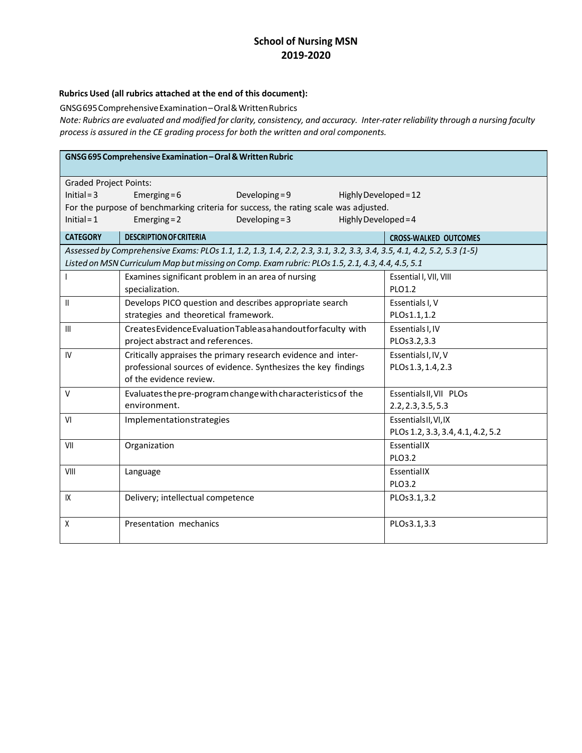# School of Nursing MSN
## 2019-2020

**Rubrics Used (all rubrics attached at the end of this document):**

GNSG695 Comprehensive Examination – Oral & Written Rubrics

*Note: Rubrics are evaluated and modified for clarity, consistency, and accuracy. Inter-rater reliability through a nursing faculty process is assured in the CE grading process for both the written and oral components.*

| **GNSG 695 Comprehensive Examination – Oral & Written Rubric** | | |
|---|---|---|
| Graded Project Points:<br>Initial = 3 Emerging = 6 Developing = 9 Highly Developed = 12<br>For the purpose of benchmarking criteria for success, the rating scale was adjusted.<br>Initial = 1 Emerging = 2 Developing = 3 Highly Developed = 4 | | |
| **CATEGORY** | **DESCRIPTION OF CRITERIA** | **CROSS-WALKED OUTCOMES** |
| *Assessed by Comprehensive Exams: PLOs 1.1, 1.2, 1.3, 1.4, 2.2, 2.3, 3.1, 3.2, 3.3, 3.4, 3.5, 4.1, 4.2, 5.2, 5.3 (1-5)*<br>*Listed on MSN Curriculum Map but missing on Comp. Exam rubric: PLOs 1.5, 2.1, 4.3, 4.4, 4.5, 5.1* | | |
| I | Examines significant problem in an area of nursing specialization. | Essential I, VII, VIII<br>PLO1.2 |
| II | Develops PICO question and describes appropriate search strategies and theoretical framework. | Essentials I, V<br>PLOs 1.1, 1.2 |
| III | Creates Evidence Evaluation Table as a handout for faculty with project abstract and references. | Essentials I, IV<br>PLOs 3.2, 3.3 |
| IV | Critically appraises the primary research evidence and inter-professional sources of evidence. Synthesizes the key findings of the evidence review. | Essentials I, IV, V<br>PLOs 1.3, 1.4, 2.3 |
| V | Evaluates the pre-program change with characteristics of the environment. | Essentials II, VII PLOs<br>2.2, 2.3, 3.5, 5.3 |
| VI | Implementation strategies | Essentials II, VI, IX<br>PLOs 1.2, 3.3, 3.4, 4.1, 4.2, 5.2 |
| VII | Organization | Essential IX<br>PLO3.2 |
| VIII | Language | Essential IX<br>PLO3.2 |
| IX | Delivery; intellectual competence | PLOs 3.1, 3.2 |
| X | Presentation mechanics | PLOs 3.1, 3.3 |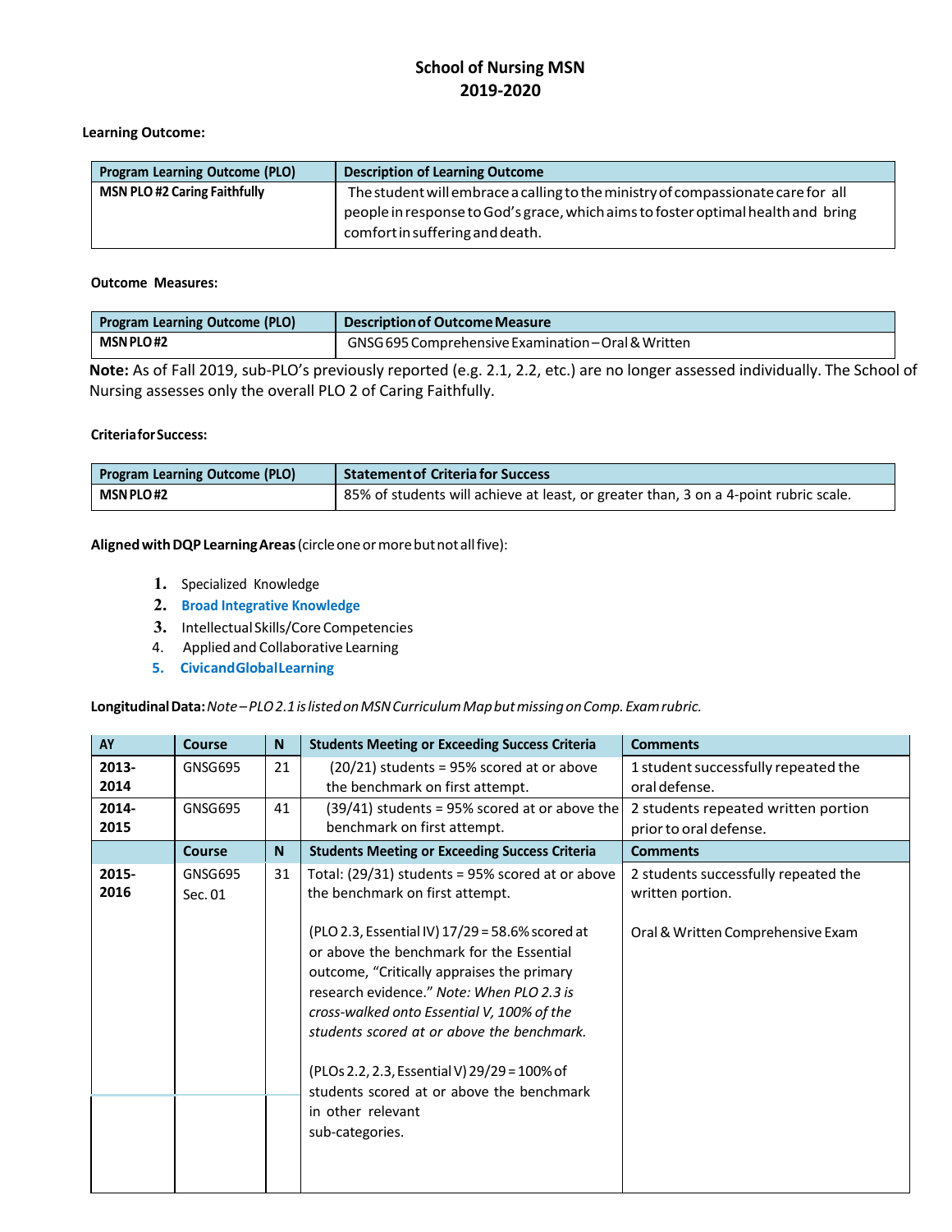# School of Nursing MSN
## 2019-2020

**Learning Outcome:**

| Program Learning Outcome (PLO) | Description of Learning Outcome |
|---|---|
| **MSN PLO #2 Caring Faithfully** | The student will embrace a calling to the ministry of compassionate care for all people in response to God's grace, which aims to foster optimal health and bring comfort in suffering and death. |

**Outcome Measures:**

| Program Learning Outcome (PLO) | Description of Outcome Measure |
|---|---|
| **MSN PLO #2** | GNSG 695 Comprehensive Examination – Oral & Written |

**Note:** As of Fall 2019, sub-PLO's previously reported (e.g. 2.1, 2.2, etc.) are no longer assessed individually. The School of Nursing assesses only the overall PLO 2 of Caring Faithfully.

**Criteria for Success:**

| Program Learning Outcome (PLO) | Statement of Criteria for Success |
|---|---|
| **MSN PLO #2** | 85% of students will achieve at least, or greater than, 3 on a 4-point rubric scale. |

**Aligned with DQP Learning Areas** (circle one or more but not all five):

1. Specialized Knowledge
2. **Broad Integrative Knowledge**
3. Intellectual Skills/Core Competencies
4. Applied and Collaborative Learning
5. **Civic and Global Learning**

**Longitudinal Data:** *Note – PLO 2.1 is listed on MSN Curriculum Map but missing on Comp. Exam rubric.*

| AY | Course | N | Students Meeting or Exceeding Success Criteria | Comments |
|---|---|---|---|---|
| **2013-2014** | GNSG695 | 21 | (20/21) students = 95% scored at or above the benchmark on first attempt. | 1 student successfully repeated the oral defense. |
| **2014-2015** | GNSG695 | 41 | (39/41) students = 95% scored at or above the benchmark on first attempt. | 2 students repeated written portion prior to oral defense. |
| | **Course** | **N** | **Students Meeting or Exceeding Success Criteria** | **Comments** |
| **2015-2016** | GNSG695 Sec. 01 | 31 | Total: (29/31) students = 95% scored at or above the benchmark on first attempt.<br><br>(PLO 2.3, Essential IV) 17/29 = 58.6% scored at or above the benchmark for the Essential outcome, "Critically appraises the primary research evidence." *Note: When PLO 2.3 is cross-walked onto Essential V, 100% of the students scored at or above the benchmark.*<br><br>(PLOs 2.2, 2.3, Essential V) 29/29 = 100% of students scored at or above the benchmark in other relevant sub-categories. | 2 students successfully repeated the written portion.<br><br>Oral & Written Comprehensive Exam |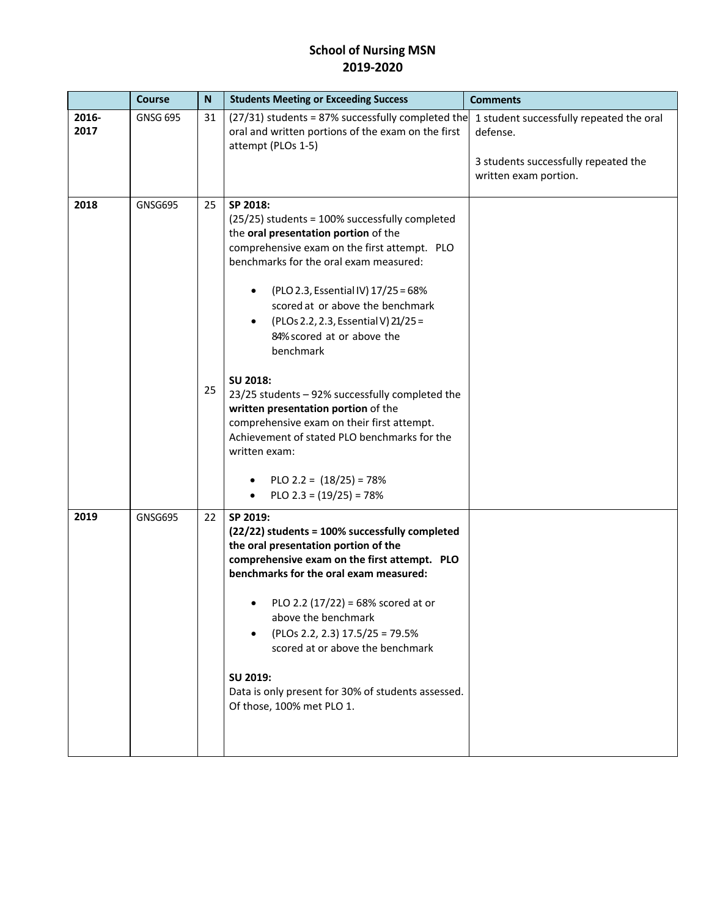# School of Nursing MSN
## 2019-2020

| | Course | N | Students Meeting or Exceeding Success | Comments |
|---|---|---|---|---|
| **2016-2017** | GNSG 695 | 31 | (27/31) students = 87% successfully completed the oral and written portions of the exam on the first attempt (PLOs 1-5) | 1 student successfully repeated the oral defense.<br><br>3 students successfully repeated the written exam portion. |
| **2018** | GNSG695 | 25<br><br><br><br><br><br><br><br>25 | **SP 2018:**<br>(25/25) students = 100% successfully completed the **oral presentation portion** of the comprehensive exam on the first attempt. PLO benchmarks for the oral exam measured:<br>• (PLO 2.3, Essential IV) 17/25 = 68% scored at or above the benchmark<br>• (PLOs 2.2, 2.3, Essential V) 21/25 = 84% scored at or above the benchmark<br><br>**SU 2018:**<br>23/25 students – 92% successfully completed the **written presentation portion** of the comprehensive exam on their first attempt. Achievement of stated PLO benchmarks for the written exam:<br>• PLO 2.2 = (18/25) = 78%<br>• PLO 2.3 = (19/25) = 78% | |
| **2019** | GNSG695 | 22 | **SP 2019:**<br>**(22/22) students = 100% successfully completed the oral presentation portion of the comprehensive exam on the first attempt. PLO benchmarks for the oral exam measured:**<br>• PLO 2.2 (17/22) = 68% scored at or above the benchmark<br>• (PLOs 2.2, 2.3) 17.5/25 = 79.5% scored at or above the benchmark<br><br>**SU 2019:**<br>Data is only present for 30% of students assessed. Of those, 100% met PLO 1. | |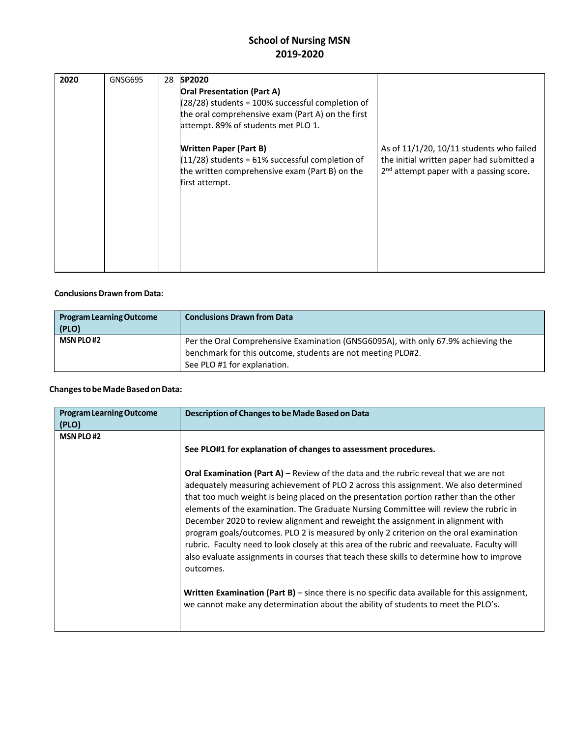# School of Nursing MSN 2019-2020

| 2020 | GNSG695 | 28 | **SP2020**<br>**Oral Presentation (Part A)**<br>(28/28) students = 100% successful completion of the oral comprehensive exam (Part A) on the first attempt. 89% of students met PLO 1.<br><br>**Written Paper (Part B)**<br>(11/28) students = 61% successful completion of the written comprehensive exam (Part B) on the first attempt. | <br><br><br><br><br>As of 11/1/20, 10/11 students who failed the initial written paper had submitted a 2nd attempt paper with a passing score. |
|---|---|---|---|---|

**Conclusions Drawn from Data:**

| Program Learning Outcome (PLO) | Conclusions Drawn from Data |
|---|---|
| MSN PLO #2 | Per the Oral Comprehensive Examination (GNSG6095A), with only 67.9% achieving the benchmark for this outcome, students are not meeting PLO#2.<br>See PLO #1 for explanation. |

**Changes to be Made Based on Data:**

| Program Learning Outcome (PLO) | Description of Changes to be Made Based on Data |
|---|---|
| MSN PLO #2 | **See PLO#1 for explanation of changes to assessment procedures.**<br><br>**Oral Examination (Part A)** – Review of the data and the rubric reveal that we are not adequately measuring achievement of PLO 2 across this assignment. We also determined that too much weight is being placed on the presentation portion rather than the other elements of the examination. The Graduate Nursing Committee will review the rubric in December 2020 to review alignment and reweight the assignment in alignment with program goals/outcomes. PLO 2 is measured by only 2 criterion on the oral examination rubric. Faculty need to look closely at this area of the rubric and reevaluate. Faculty will also evaluate assignments in courses that teach these skills to determine how to improve outcomes.<br><br>**Written Examination (Part B)** – since there is no specific data available for this assignment, we cannot make any determination about the ability of students to meet the PLO's. |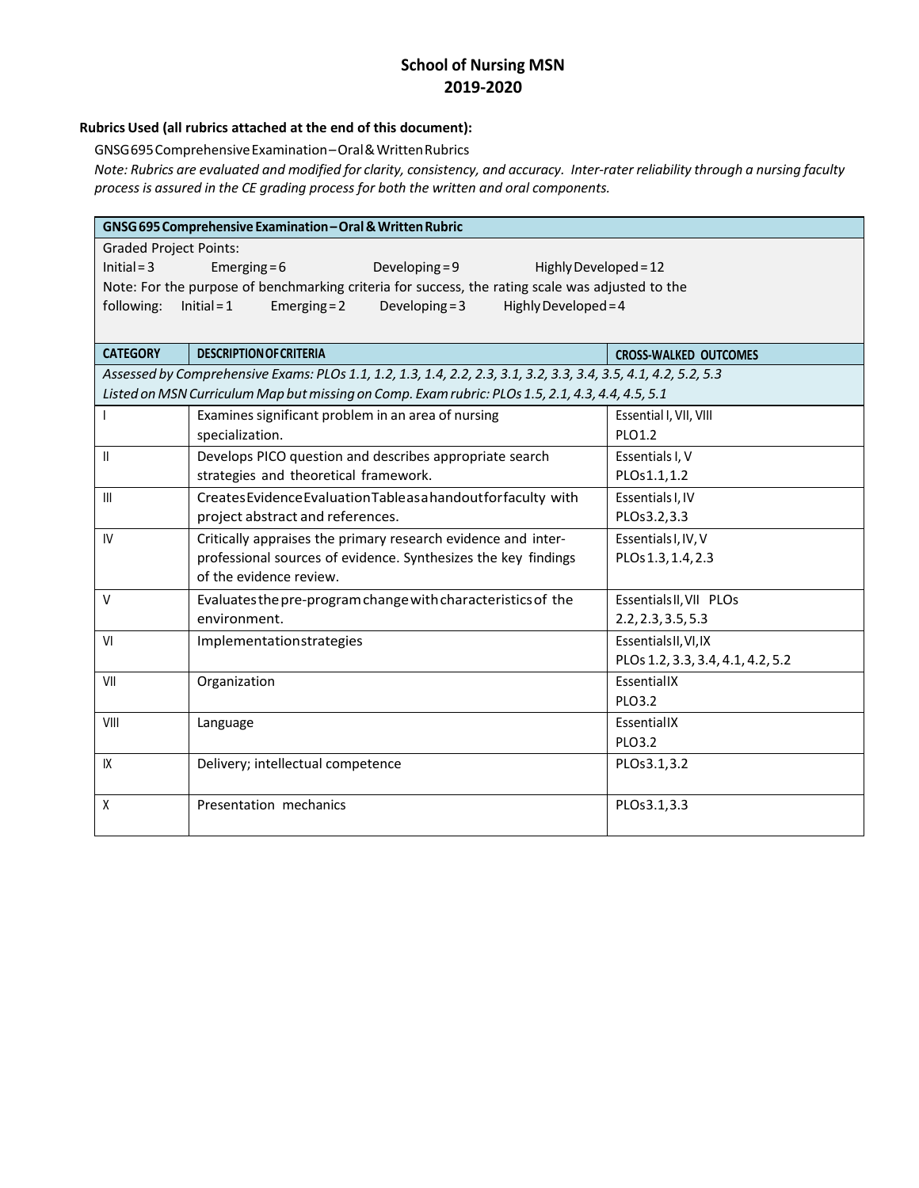# School of Nursing MSN
## 2019-2020

**Rubrics Used (all rubrics attached at the end of this document):**

GNSG 695 Comprehensive Examination – Oral & Written Rubrics

*Note: Rubrics are evaluated and modified for clarity, consistency, and accuracy. Inter-rater reliability through a nursing faculty process is assured in the CE grading process for both the written and oral components.*

| GNSG 695 Comprehensive Examination – Oral & Written Rubric | | |
|---|---|---|
| Graded Project Points:<br>Initial = 3 Emerging = 6 Developing = 9 Highly Developed = 12<br>Note: For the purpose of benchmarking criteria for success, the rating scale was adjusted to the following: Initial = 1 Emerging = 2 Developing = 3 Highly Developed = 4 | | |
| **CATEGORY** | **DESCRIPTION OF CRITERIA** | **CROSS-WALKED OUTCOMES** |
| *Assessed by Comprehensive Exams: PLOs 1.1, 1.2, 1.3, 1.4, 2.2, 2.3, 3.1, 3.2, 3.3, 3.4, 3.5, 4.1, 4.2, 5.2, 5.3*<br>*Listed on MSN Curriculum Map but missing on Comp. Exam rubric: PLOs 1.5, 2.1, 4.3, 4.4, 4.5, 5.1* | | |
| I | Examines significant problem in an area of nursing specialization. | Essential I, VII, VIII<br>PLO 1.2 |
| II | Develops PICO question and describes appropriate search strategies and theoretical framework. | Essentials I, V<br>PLOs 1.1, 1.2 |
| III | Creates Evidence Evaluation Table as a handout for faculty with project abstract and references. | Essentials I, IV<br>PLOs 3.2, 3.3 |
| IV | Critically appraises the primary research evidence and inter-professional sources of evidence. Synthesizes the key findings of the evidence review. | Essentials I, IV, V<br>PLOs 1.3, 1.4, 2.3 |
| V | Evaluates the pre-program change with characteristics of the environment. | Essentials II, VII PLOs<br>2.2, 2.3, 3.5, 5.3 |
| VI | Implementation strategies | Essentials II, VI, IX<br>PLOs 1.2, 3.3, 3.4, 4.1, 4.2, 5.2 |
| VII | Organization | Essential IX<br>PLO 3.2 |
| VIII | Language | Essential IX<br>PLO 3.2 |
| IX | Delivery; intellectual competence | PLOs 3.1, 3.2 |
| X | Presentation mechanics | PLOs 3.1, 3.3 |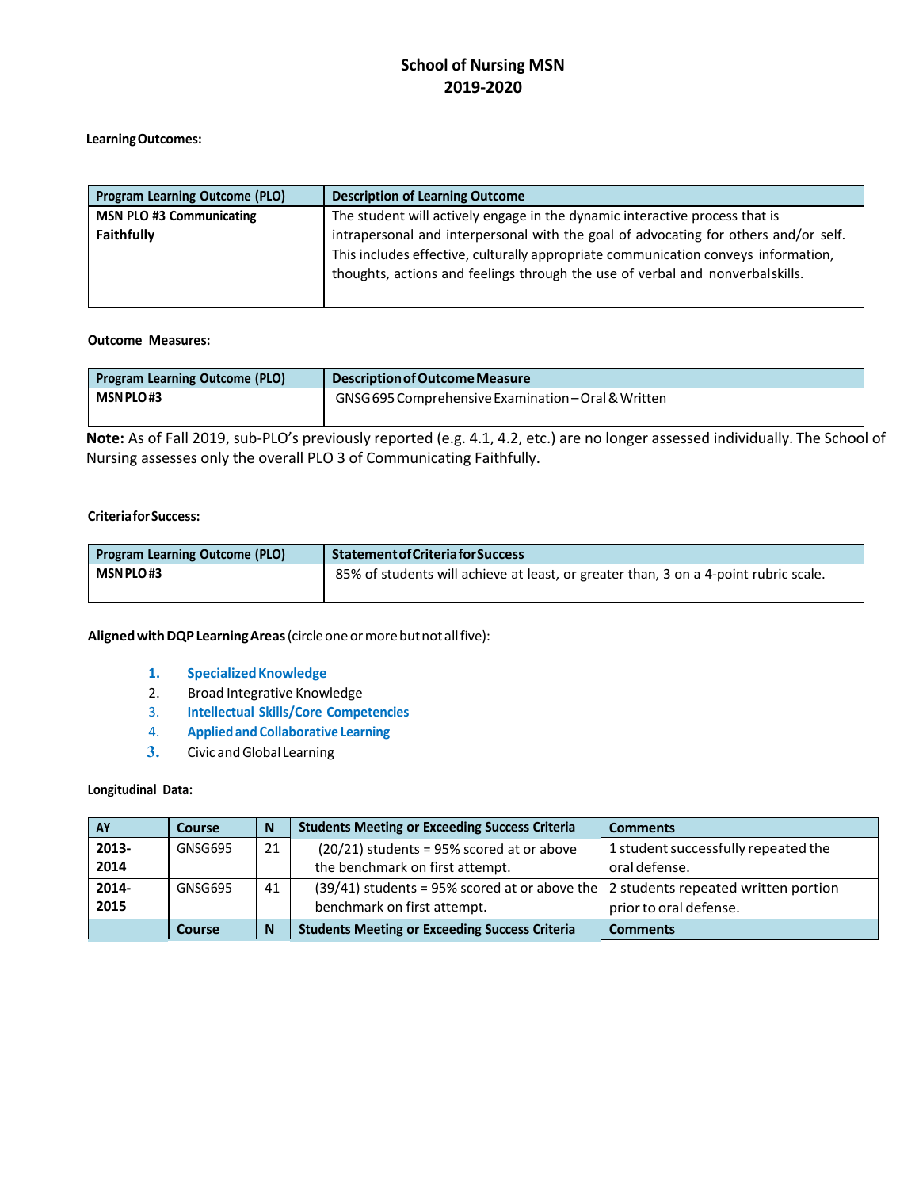# School of Nursing MSN
## 2019-2020

**Learning Outcomes:**

| Program Learning Outcome (PLO) | Description of Learning Outcome |
|---|---|
| **MSN PLO #3 Communicating Faithfully** | The student will actively engage in the dynamic interactive process that is intrapersonal and interpersonal with the goal of advocating for others and/or self. This includes effective, culturally appropriate communication conveys information, thoughts, actions and feelings through the use of verbal and nonverbal skills. |

**Outcome Measures:**

| Program Learning Outcome (PLO) | Description of Outcome Measure |
|---|---|
| **MSN PLO #3** | GNSG 695 Comprehensive Examination – Oral & Written |

**Note:** As of Fall 2019, sub-PLO's previously reported (e.g. 4.1, 4.2, etc.) are no longer assessed individually. The School of Nursing assesses only the overall PLO 3 of Communicating Faithfully.

**Criteria for Success:**

| Program Learning Outcome (PLO) | Statement of Criteria for Success |
|---|---|
| **MSN PLO #3** | 85% of students will achieve at least, or greater than, 3 on a 4-point rubric scale. |

**Aligned with DQP Learning Areas** (circle one or more but not all five):

1. **Specialized Knowledge**
2. Broad Integrative Knowledge
3. **Intellectual Skills/Core Competencies**
4. **Applied and Collaborative Learning**
5. Civic and Global Learning

**Longitudinal Data:**

| AY | Course | N | Students Meeting or Exceeding Success Criteria | Comments |
|---|---|---|---|---|
| **2013-2014** | GNSG695 | 21 | (20/21) students = 95% scored at or above the benchmark on first attempt. | 1 student successfully repeated the oral defense. |
| **2014-2015** | GNSG695 | 41 | (39/41) students = 95% scored at or above the benchmark on first attempt. | 2 students repeated written portion prior to oral defense. |
| | **Course** | **N** | **Students Meeting or Exceeding Success Criteria** | **Comments** |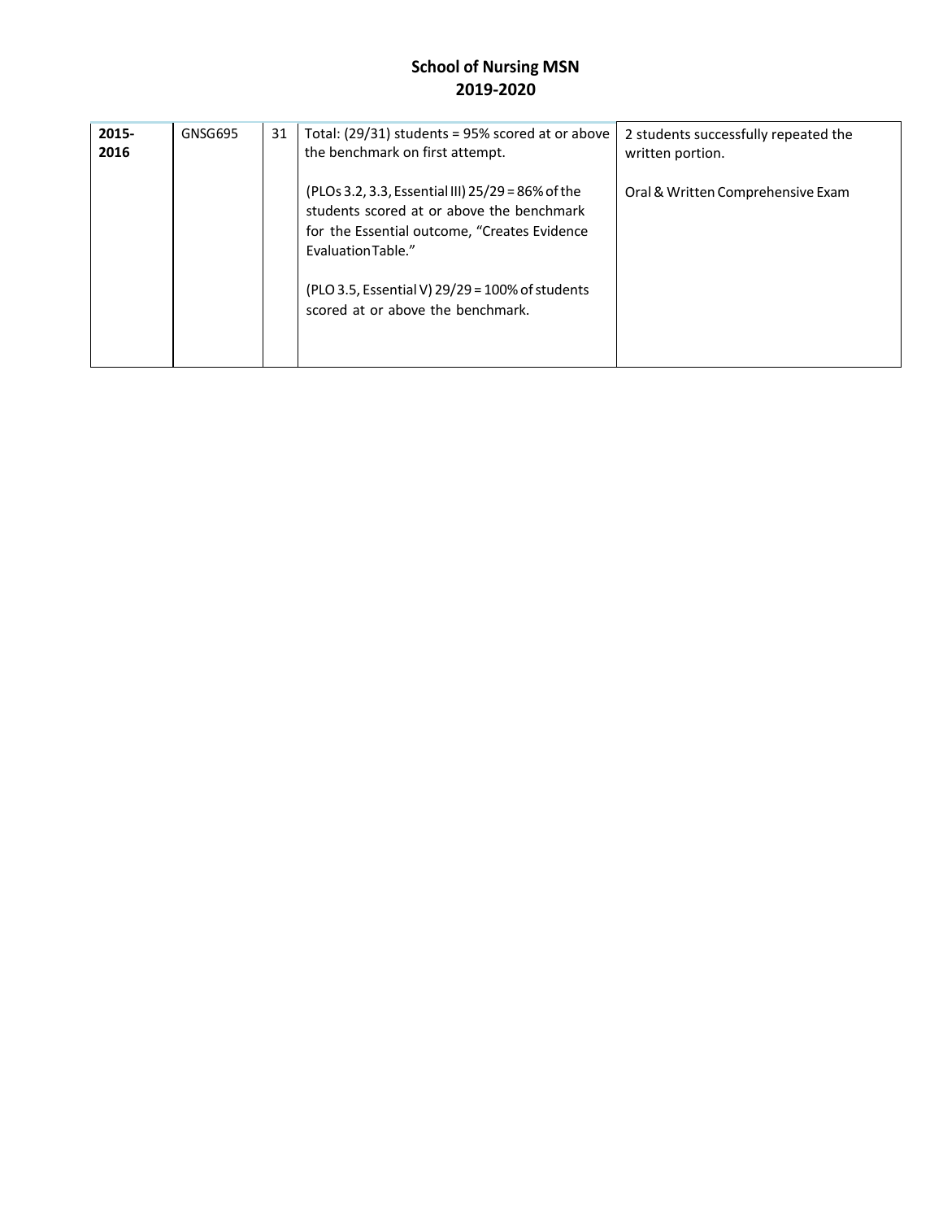# School of Nursing MSN
# 2019-2020

| | | | | |
|---|---|---|---|---|
| **2015-2016** | GNSG695 | 31 | Total: (29/31) students = 95% scored at or above the benchmark on first attempt.<br><br>(PLOs 3.2, 3.3, Essential III) 25/29 = 86% of the students scored at or above the benchmark for the Essential outcome, "Creates Evidence Evaluation Table."<br><br>(PLO 3.5, Essential V) 29/29 = 100% of students scored at or above the benchmark. | 2 students successfully repeated the written portion.<br><br>Oral & Written Comprehensive Exam |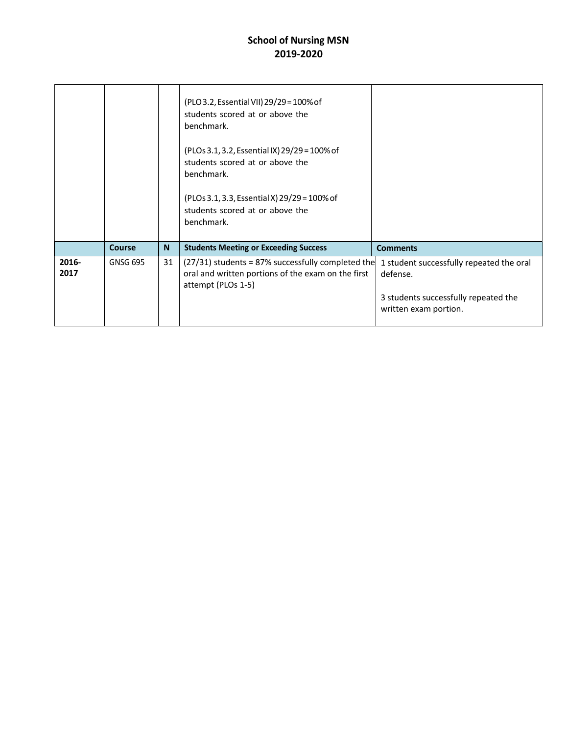# School of Nursing MSN
# 2019-2020

| | | | | |
|---|---|---|---|---|
| | | | (PLO 3.2, Essential VII) 29/29 = 100% of students scored at or above the benchmark.<br><br>(PLOs 3.1, 3.2, Essential IX) 29/29 = 100% of students scored at or above the benchmark.<br><br>(PLOs 3.1, 3.3, Essential X) 29/29 = 100% of students scored at or above the benchmark. | |
| | **Course** | **N** | **Students Meeting or Exceeding Success** | **Comments** |
| **2016-2017** | GNSG 695 | 31 | (27/31) students = 87% successfully completed the oral and written portions of the exam on the first attempt (PLOs 1-5) | 1 student successfully repeated the oral defense.<br><br>3 students successfully repeated the written exam portion. |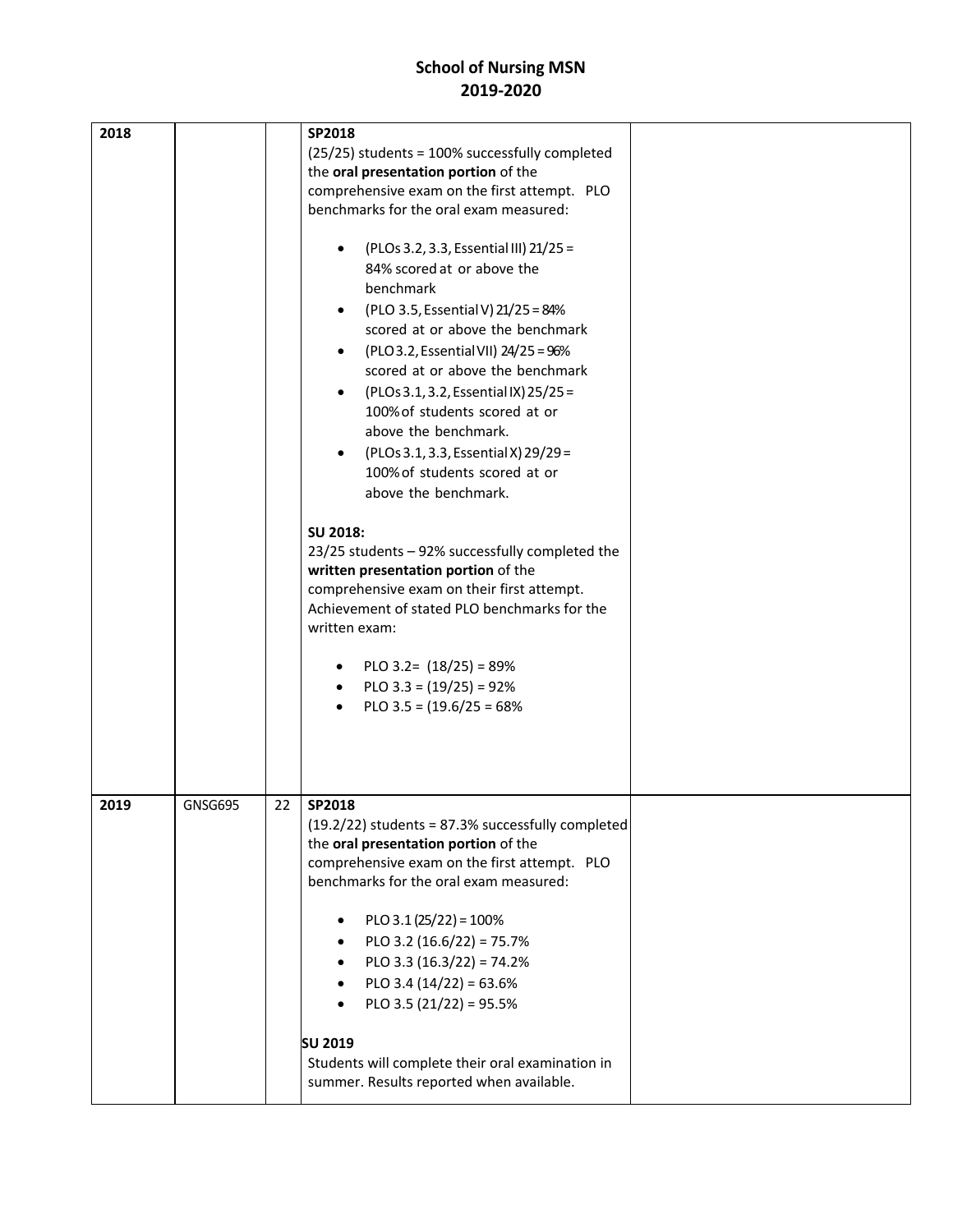# School of Nursing MSN 2019-2020

| | | | | |
|---|---|---|---|---|
| **2018** | | | **SP2018**<br>(25/25) students = 100% successfully completed the **oral presentation portion** of the comprehensive exam on the first attempt. PLO benchmarks for the oral exam measured:<br><br>• (PLOs 3.2, 3.3, Essential III) 21/25 = 84% scored at or above the benchmark<br>• (PLO 3.5, Essential V) 21/25 = 84% scored at or above the benchmark<br>• (PLO 3.2, Essential VII) 24/25 = 96% scored at or above the benchmark<br>• (PLOs 3.1, 3.2, Essential IX) 25/25 = 100% of students scored at or above the benchmark.<br>• (PLOs 3.1, 3.3, Essential X) 29/29 = 100% of students scored at or above the benchmark.<br><br>**SU 2018:**<br>23/25 students – 92% successfully completed the **written presentation portion** of the comprehensive exam on their first attempt. Achievement of stated PLO benchmarks for the written exam:<br><br>• PLO 3.2= (18/25) = 89%<br>• PLO 3.3 = (19/25) = 92%<br>• PLO 3.5 = (19.6/25 = 68% | |
| **2019** | GNSG695 | 22 | **SP2018**<br>(19.2/22) students = 87.3% successfully completed the **oral presentation portion** of the comprehensive exam on the first attempt. PLO benchmarks for the oral exam measured:<br><br>• PLO 3.1 (25/22) = 100%<br>• PLO 3.2 (16.6/22) = 75.7%<br>• PLO 3.3 (16.3/22) = 74.2%<br>• PLO 3.4 (14/22) = 63.6%<br>• PLO 3.5 (21/22) = 95.5%<br><br>**SU 2019**<br>Students will complete their oral examination in summer. Results reported when available. | |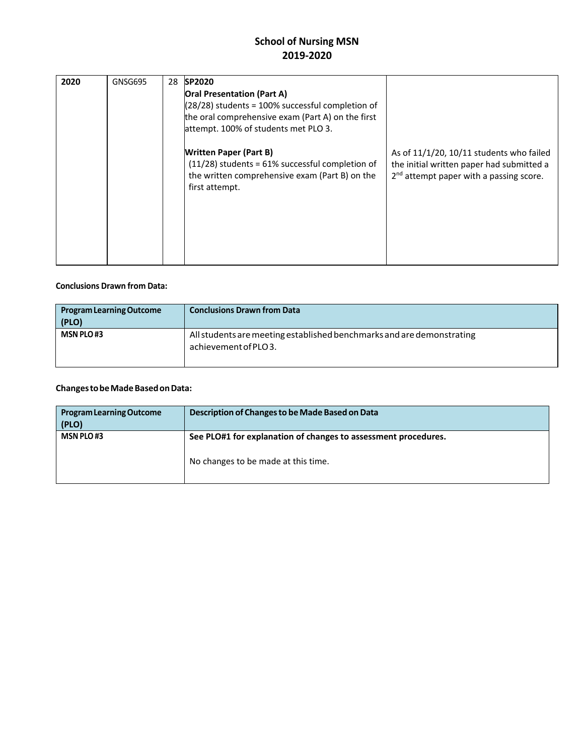# School of Nursing MSN
## 2019-2020

| | | | | |
|---|---|---|---|---|
| 2020 | GNSG695 | 28 | **SP2020**<br>**Oral Presentation (Part A)**<br>(28/28) students = 100% successful completion of the oral comprehensive exam (Part A) on the first attempt. 100% of students met PLO 3.<br><br>**Written Paper (Part B)**<br>(11/28) students = 61% successful completion of the written comprehensive exam (Part B) on the first attempt. | As of 11/1/20, 10/11 students who failed the initial written paper had submitted a 2nd attempt paper with a passing score. |

**Conclusions Drawn from Data:**

| Program Learning Outcome (PLO) | Conclusions Drawn from Data |
|---|---|
| MSN PLO #3 | All students are meeting established benchmarks and are demonstrating achievement of PLO 3. |

**Changes to be Made Based on Data:**

| Program Learning Outcome (PLO) | Description of Changes to be Made Based on Data |
|---|---|
| MSN PLO #3 | **See PLO#1 for explanation of changes to assessment procedures.**<br><br>No changes to be made at this time. |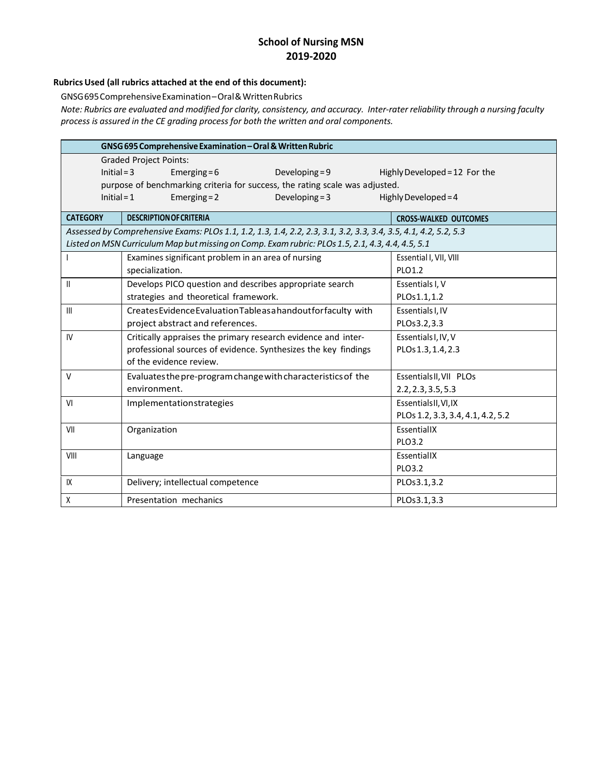## School of Nursing MSN
## 2019-2020

**Rubrics Used (all rubrics attached at the end of this document):**

GNSG 695 Comprehensive Examination – Oral & Written Rubrics

*Note: Rubrics are evaluated and modified for clarity, consistency, and accuracy. Inter-rater reliability through a nursing faculty process is assured in the CE grading process for both the written and oral components.*

| **GNSG 695 Comprehensive Examination – Oral & Written Rubric** | | |
|---|---|---|
| Graded Project Points:<br>Initial = 3 Emerging = 6 Developing = 9 Highly Developed = 12 For the purpose of benchmarking criteria for success, the rating scale was adjusted.<br>Initial = 1 Emerging = 2 Developing = 3 Highly Developed = 4 | | |
| **CATEGORY** | **DESCRIPTION OF CRITERIA** | **CROSS-WALKED OUTCOMES** |
| *Assessed by Comprehensive Exams: PLOs 1.1, 1.2, 1.3, 1.4, 2.2, 2.3, 3.1, 3.2, 3.3, 3.4, 3.5, 4.1, 4.2, 5.2, 5.3*<br>*Listed on MSN Curriculum Map but missing on Comp. Exam rubric: PLOs 1.5, 2.1, 4.3, 4.4, 4.5, 5.1* | | |
| I | Examines significant problem in an area of nursing specialization. | Essential I, VII, VIII<br>PLO1.2 |
| II | Develops PICO question and describes appropriate search strategies and theoretical framework. | Essentials I, V<br>PLOs1.1, 1.2 |
| III | Creates Evidence Evaluation Table as a handout for faculty with project abstract and references. | Essentials I, IV<br>PLOs3.2, 3.3 |
| IV | Critically appraises the primary research evidence and inter-professional sources of evidence. Synthesizes the key findings of the evidence review. | Essentials I, IV, V<br>PLOs 1.3, 1.4, 2.3 |
| V | Evaluates the pre-program change with characteristics of the environment. | Essentials II, VII PLOs<br>2.2, 2.3, 3.5, 5.3 |
| VI | Implementation strategies | Essentials II, VI, IX<br>PLOs 1.2, 3.3, 3.4, 4.1, 4.2, 5.2 |
| VII | Organization | Essential IX<br>PLO3.2 |
| VIII | Language | Essential IX<br>PLO3.2 |
| IX | Delivery; intellectual competence | PLOs3.1, 3.2 |
| X | Presentation mechanics | PLOs3.1, 3.3 |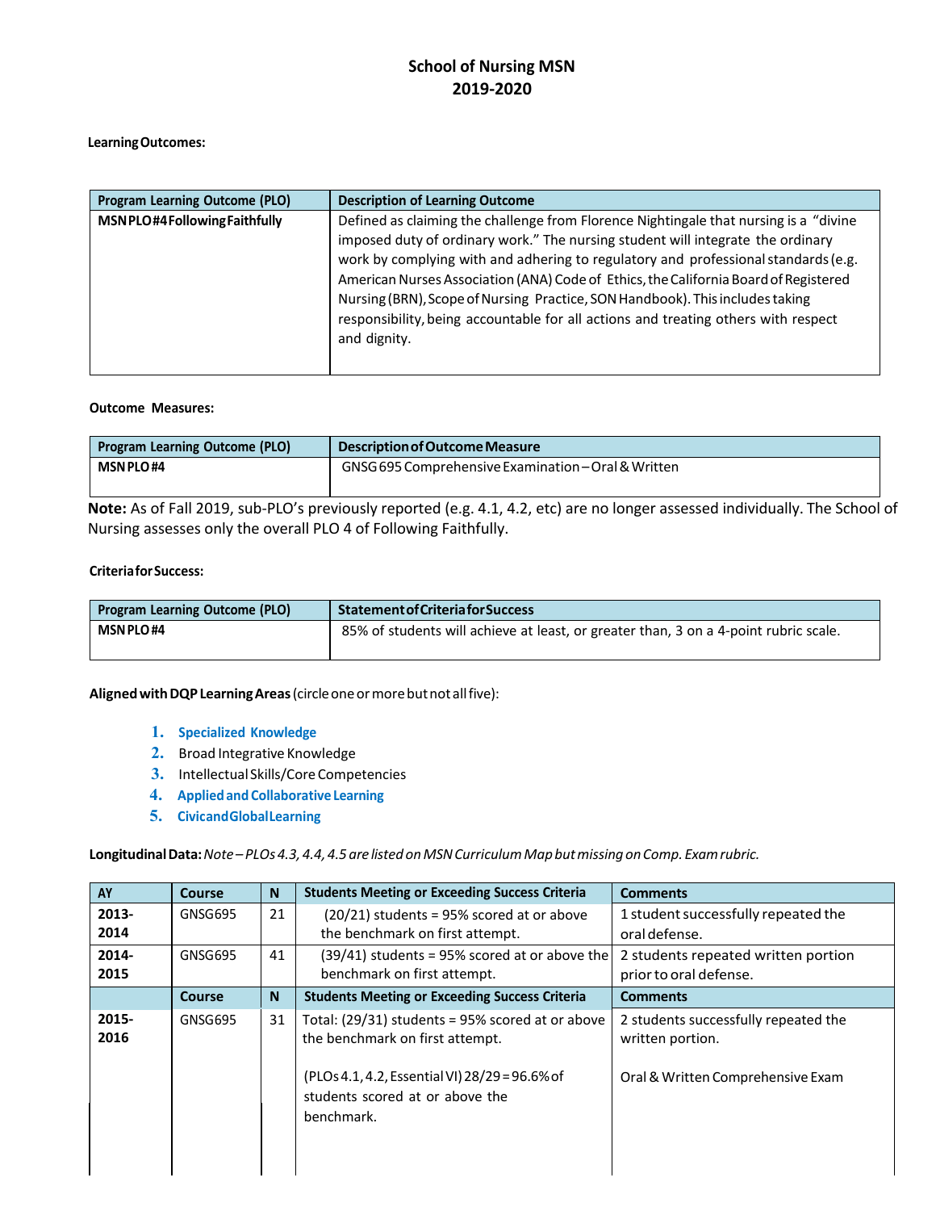# School of Nursing MSN
## 2019-2020

**Learning Outcomes:**

| Program Learning Outcome (PLO) | Description of Learning Outcome |
|---|---|
| **MSN PLO #4 Following Faithfully** | Defined as claiming the challenge from Florence Nightingale that nursing is a "divine imposed duty of ordinary work." The nursing student will integrate the ordinary work by complying with and adhering to regulatory and professional standards (e.g. American Nurses Association (ANA) Code of Ethics, the California Board of Registered Nursing (BRN), Scope of Nursing Practice, SON Handbook). This includes taking responsibility, being accountable for all actions and treating others with respect and dignity. |

**Outcome Measures:**

| Program Learning Outcome (PLO) | Description of Outcome Measure |
|---|---|
| **MSN PLO #4** | GNSG 695 Comprehensive Examination – Oral & Written |

**Note:** As of Fall 2019, sub-PLO's previously reported (e.g. 4.1, 4.2, etc) are no longer assessed individually. The School of Nursing assesses only the overall PLO 4 of Following Faithfully.

**Criteria for Success:**

| Program Learning Outcome (PLO) | Statement of Criteria for Success |
|---|---|
| **MSN PLO #4** | 85% of students will achieve at least, or greater than, 3 on a 4-point rubric scale. |

**Aligned with DQP Learning Areas** (circle one or more but not all five):

1. **Specialized Knowledge**
2. Broad Integrative Knowledge
3. Intellectual Skills/Core Competencies
4. **Applied and Collaborative Learning**
5. **Civic and Global Learning**

**Longitudinal Data:** *Note – PLOs 4.3, 4.4, 4.5 are listed on MSN Curriculum Map but missing on Comp. Exam rubric.*

| AY | Course | N | Students Meeting or Exceeding Success Criteria | Comments |
|---|---|---|---|---|
| **2013-2014** | GNSG695 | 21 | (20/21) students = 95% scored at or above the benchmark on first attempt. | 1 student successfully repeated the oral defense. |
| **2014-2015** | GNSG695 | 41 | (39/41) students = 95% scored at or above the benchmark on first attempt. | 2 students repeated written portion prior to oral defense. |
| | **Course** | **N** | **Students Meeting or Exceeding Success Criteria** | **Comments** |
| **2015-2016** | GNSG695 | 31 | Total: (29/31) students = 95% scored at or above the benchmark on first attempt.<br><br>(PLOs 4.1, 4.2, Essential VI) 28/29 = 96.6% of students scored at or above the benchmark. | 2 students successfully repeated the written portion.<br><br>Oral & Written Comprehensive Exam |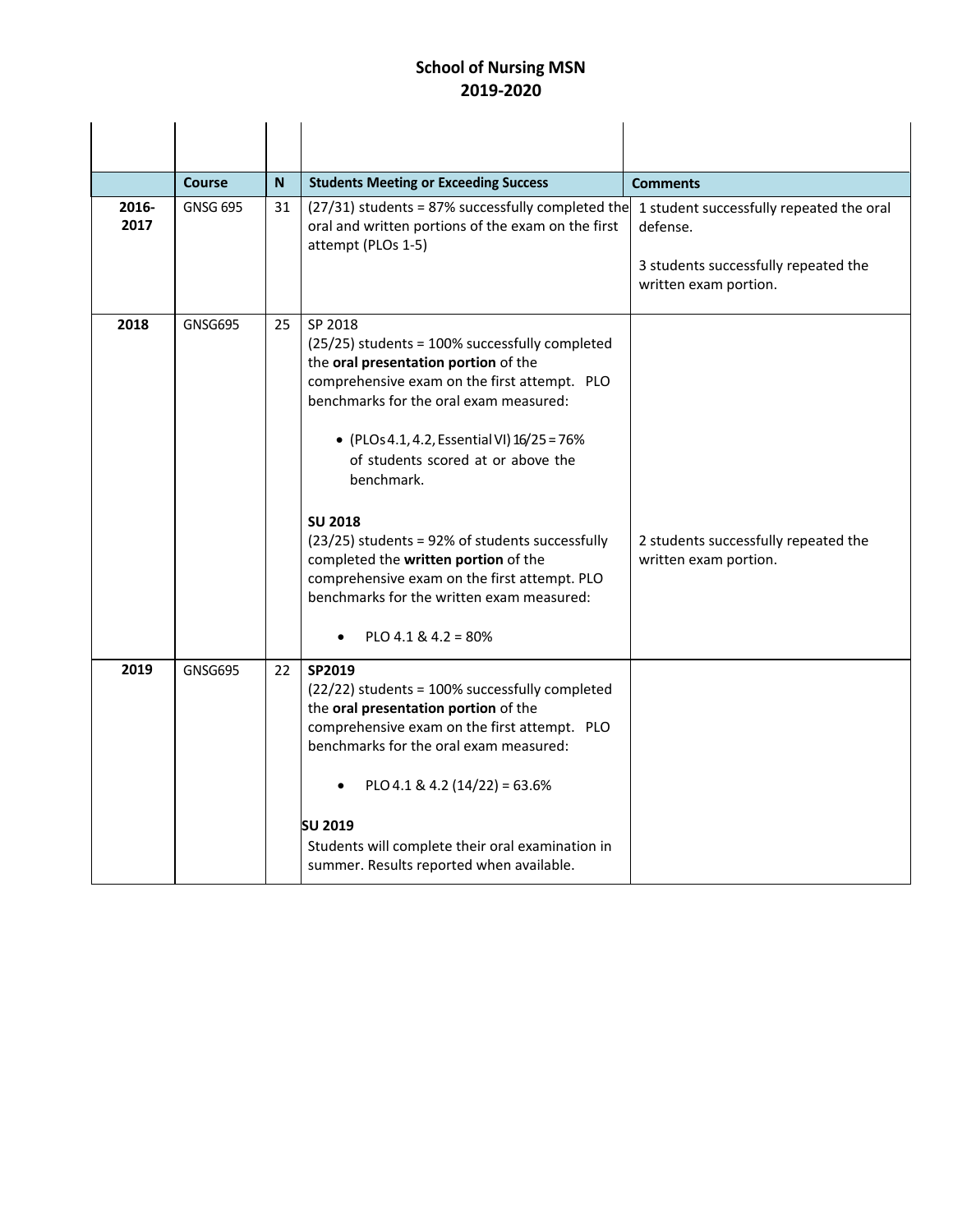# School of Nursing MSN
## 2019-2020

| | Course | N | Students Meeting or Exceeding Success | Comments |
|---|---|---|---|---|
| **2016-2017** | GNSG 695 | 31 | (27/31) students = 87% successfully completed the oral and written portions of the exam on the first attempt (PLOs 1-5) | 1 student successfully repeated the oral defense.<br><br>3 students successfully repeated the written exam portion. |
| **2018** | GNSG695 | 25 | SP 2018<br>(25/25) students = 100% successfully completed the **oral presentation portion** of the comprehensive exam on the first attempt. PLO benchmarks for the oral exam measured:<br><br>• (PLOs 4.1, 4.2, Essential VI) 16/25 = 76% of students scored at or above the benchmark.<br><br>**SU 2018**<br>(23/25) students = 92% of students successfully completed the **written portion** of the comprehensive exam on the first attempt. PLO benchmarks for the written exam measured:<br><br>• PLO 4.1 & 4.2 = 80% | 2 students successfully repeated the written exam portion. |
| **2019** | GNSG695 | 22 | **SP2019**<br>(22/22) students = 100% successfully completed the **oral presentation portion** of the comprehensive exam on the first attempt. PLO benchmarks for the oral exam measured:<br><br>• PLO 4.1 & 4.2 (14/22) = 63.6%<br><br>**SU 2019**<br>Students will complete their oral examination in summer. Results reported when available. | |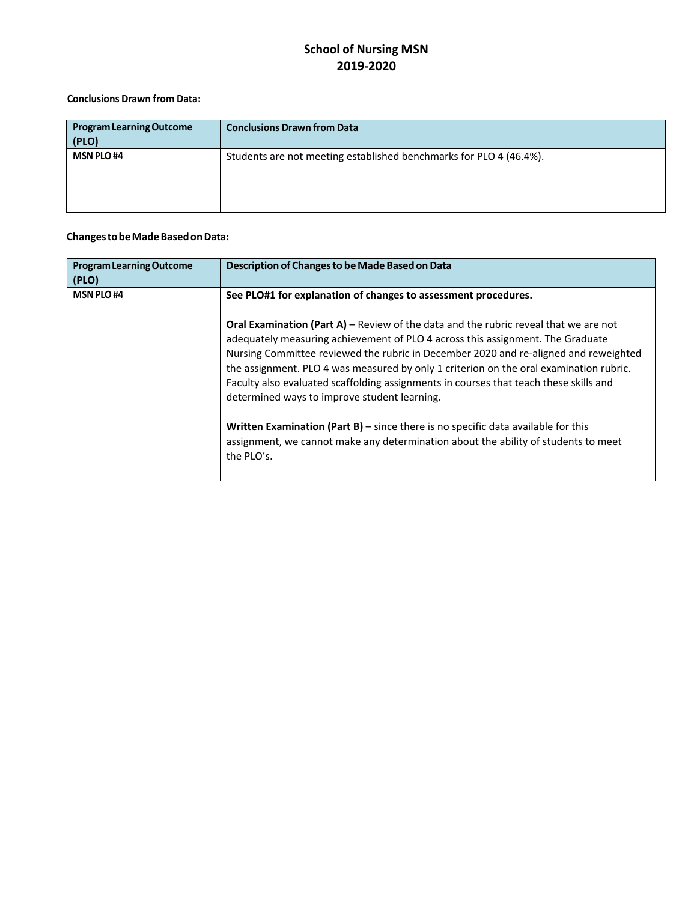# School of Nursing MSN
# 2019-2020

**Conclusions Drawn from Data:**

| Program Learning Outcome (PLO) | Conclusions Drawn from Data |
|---|---|
| **MSN PLO #4** | Students are not meeting established benchmarks for PLO 4 (46.4%). |

**Changes to be Made Based on Data:**

| Program Learning Outcome (PLO) | Description of Changes to be Made Based on Data |
|---|---|
| **MSN PLO #4** | **See PLO#1 for explanation of changes to assessment procedures.**<br><br>**Oral Examination (Part A)** – Review of the data and the rubric reveal that we are not adequately measuring achievement of PLO 4 across this assignment. The Graduate Nursing Committee reviewed the rubric in December 2020 and re-aligned and reweighted the assignment. PLO 4 was measured by only 1 criterion on the oral examination rubric. Faculty also evaluated scaffolding assignments in courses that teach these skills and determined ways to improve student learning.<br><br>**Written Examination (Part B)** – since there is no specific data available for this assignment, we cannot make any determination about the ability of students to meet the PLO's. |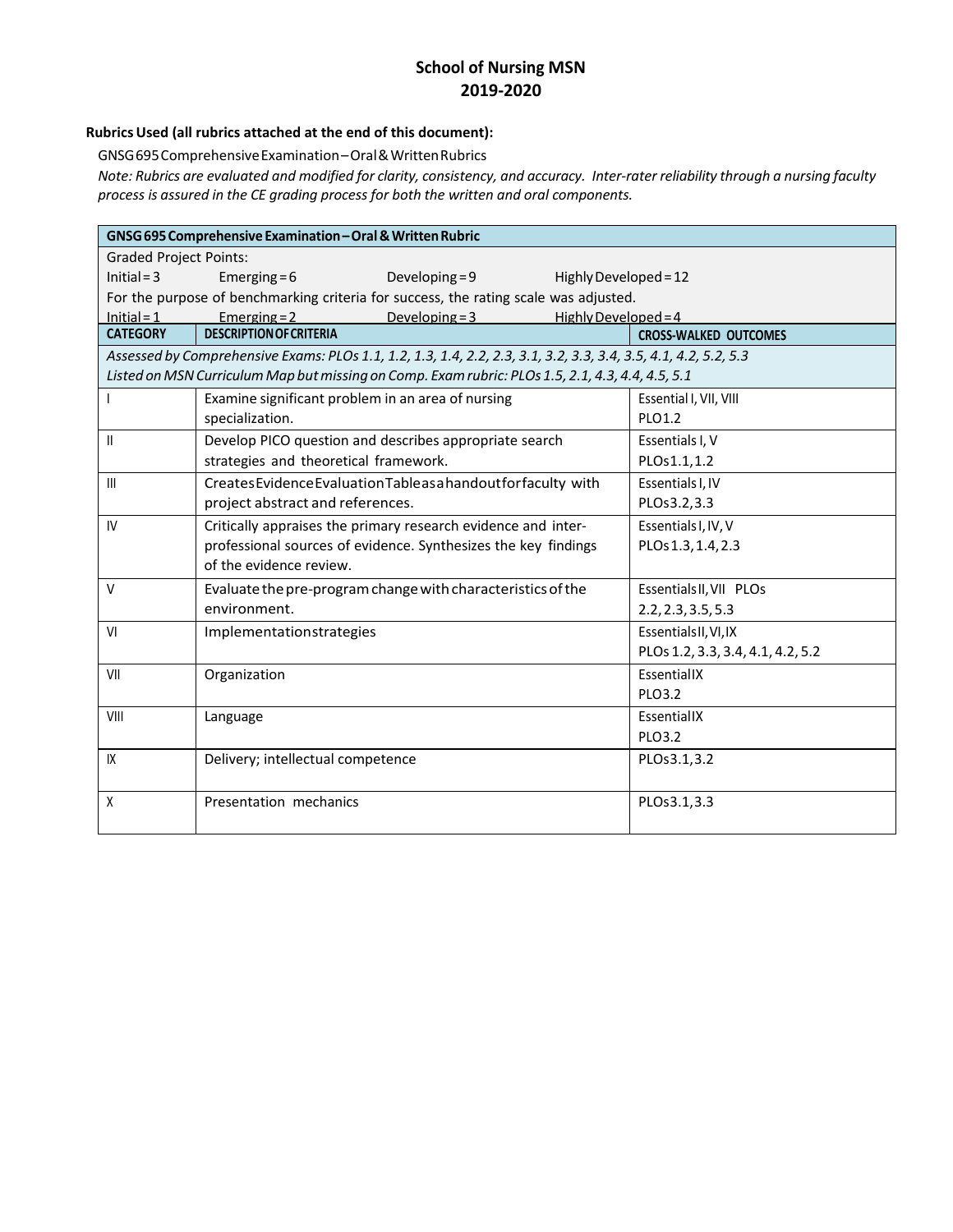## School of Nursing MSN
## 2019-2020

**Rubrics Used (all rubrics attached at the end of this document):**

GNSG 695 Comprehensive Examination – Oral & Written Rubrics

*Note: Rubrics are evaluated and modified for clarity, consistency, and accuracy. Inter-rater reliability through a nursing faculty process is assured in the CE grading process for both the written and oral components.*

| GNSG 695 Comprehensive Examination – Oral & Written Rubric | | |
|---|---|---|
| Graded Project Points:<br>Initial = 3 Emerging = 6 Developing = 9 Highly Developed = 12<br>For the purpose of benchmarking criteria for success, the rating scale was adjusted.<br>Initial = 1 Emerging = 2 Developing = 3 Highly Developed = 4 | | |
| **CATEGORY** | **DESCRIPTION OF CRITERIA** | **CROSS-WALKED OUTCOMES** |
| *Assessed by Comprehensive Exams: PLOs 1.1, 1.2, 1.3, 1.4, 2.2, 2.3, 3.1, 3.2, 3.3, 3.4, 3.5, 4.1, 4.2, 5.2, 5.3*<br>*Listed on MSN Curriculum Map but missing on Comp. Exam rubric: PLOs 1.5, 2.1, 4.3, 4.4, 4.5, 5.1* | | |
| I | Examine significant problem in an area of nursing specialization. | Essential I, VII, VIII<br>PLO1.2 |
| II | Develop PICO question and describes appropriate search strategies and theoretical framework. | Essentials I, V<br>PLOs 1.1, 1.2 |
| III | Creates Evidence Evaluation Table as a handout for faculty with project abstract and references. | Essentials I, IV<br>PLOs 3.2, 3.3 |
| IV | Critically appraises the primary research evidence and inter-professional sources of evidence. Synthesizes the key findings of the evidence review. | Essentials I, IV, V<br>PLOs 1.3, 1.4, 2.3 |
| V | Evaluate the pre-program change with characteristics of the environment. | Essentials II, VII PLOs<br>2.2, 2.3, 3.5, 5.3 |
| VI | Implementation strategies | Essentials II, VI, IX<br>PLOs 1.2, 3.3, 3.4, 4.1, 4.2, 5.2 |
| VII | Organization | Essential IX<br>PLO3.2 |
| VIII | Language | Essential IX<br>PLO3.2 |
| IX | Delivery; intellectual competence | PLOs 3.1, 3.2 |
| X | Presentation mechanics | PLOs 3.1, 3.3 |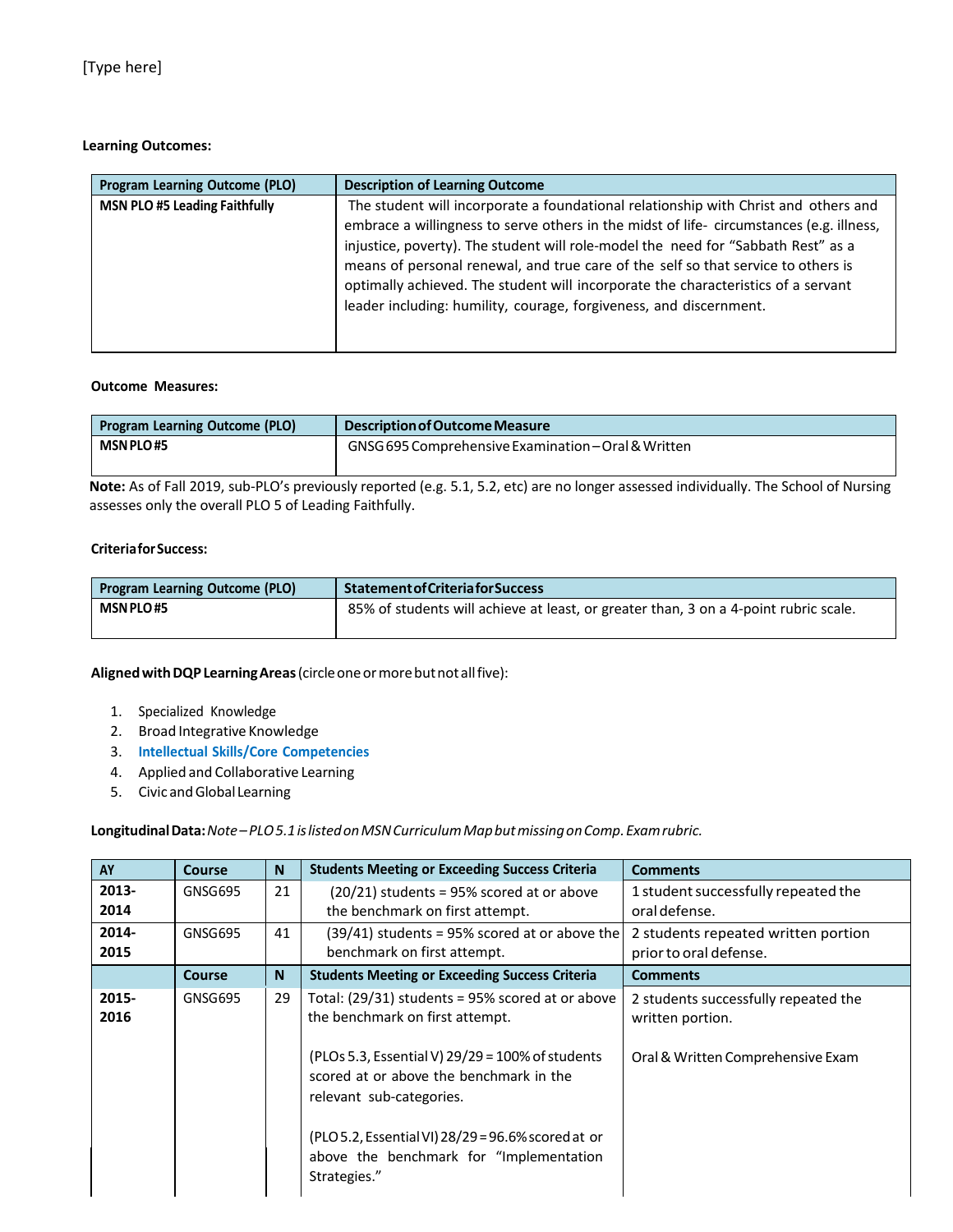[Type here]

**Learning Outcomes:**

| Program Learning Outcome (PLO) | Description of Learning Outcome |
|---|---|
| **MSN PLO #5 Leading Faithfully** | The student will incorporate a foundational relationship with Christ and others and embrace a willingness to serve others in the midst of life- circumstances (e.g. illness, injustice, poverty). The student will role-model the need for "Sabbath Rest" as a means of personal renewal, and true care of the self so that service to others is optimally achieved. The student will incorporate the characteristics of a servant leader including: humility, courage, forgiveness, and discernment. |

**Outcome Measures:**

| Program Learning Outcome (PLO) | Description of Outcome Measure |
|---|---|
| **MSN PLO #5** | GNSG 695 Comprehensive Examination – Oral & Written |

**Note:** As of Fall 2019, sub-PLO's previously reported (e.g. 5.1, 5.2, etc) are no longer assessed individually. The School of Nursing assesses only the overall PLO 5 of Leading Faithfully.

**Criteria for Success:**

| Program Learning Outcome (PLO) | Statement of Criteria for Success |
|---|---|
| **MSN PLO #5** | 85% of students will achieve at least, or greater than, 3 on a 4-point rubric scale. |

**Aligned with DQP Learning Areas** (circle one or more but not all five):

1. Specialized Knowledge
2. Broad Integrative Knowledge
3. Intellectual Skills/Core Competencies
4. Applied and Collaborative Learning
5. Civic and Global Learning

**Longitudinal Data:** *Note – PLO 5.1 is listed on MSN Curriculum Map but missing on Comp. Exam rubric.*

| AY | Course | N | Students Meeting or Exceeding Success Criteria | Comments |
|---|---|---|---|---|
| **2013-2014** | GNSG695 | 21 | (20/21) students = 95% scored at or above the benchmark on first attempt. | 1 student successfully repeated the oral defense. |
| **2014-2015** | GNSG695 | 41 | (39/41) students = 95% scored at or above the benchmark on first attempt. | 2 students repeated written portion prior to oral defense. |
| | **Course** | **N** | **Students Meeting or Exceeding Success Criteria** | **Comments** |
| **2015-2016** | GNSG695 | 29 | Total: (29/31) students = 95% scored at or above the benchmark on first attempt.<br><br>(PLOs 5.3, Essential V) 29/29 = 100% of students scored at or above the benchmark in the relevant sub-categories.<br><br>(PLO 5.2, Essential VI) 28/29 = 96.6% scored at or above the benchmark for "Implementation Strategies." | 2 students successfully repeated the written portion.<br><br>Oral & Written Comprehensive Exam |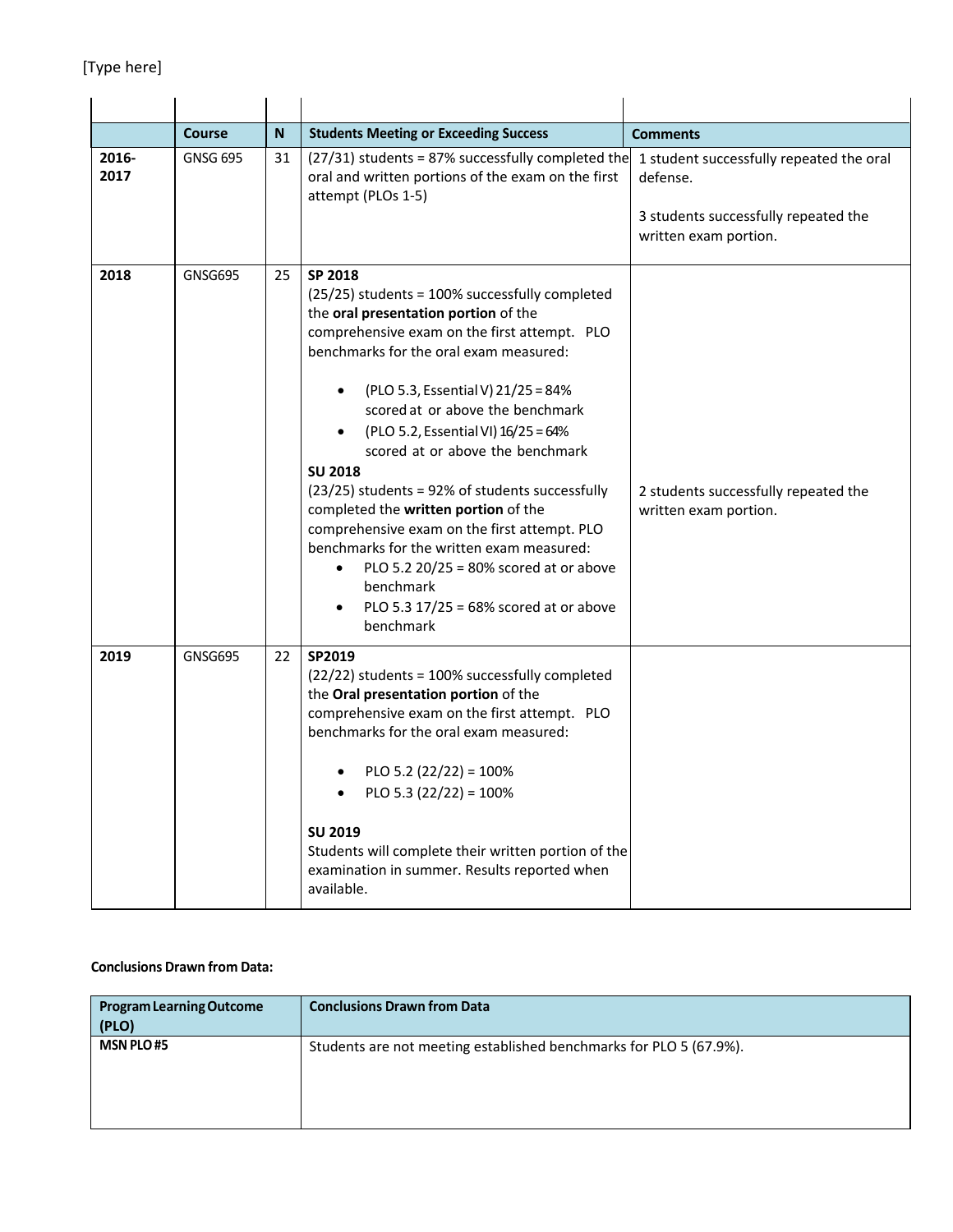| | Course | N | Students Meeting or Exceeding Success | Comments |
|---|---|---|---|---|
| **2016-2017** | GNSG 695 | 31 | (27/31) students = 87% successfully completed the oral and written portions of the exam on the first attempt (PLOs 1-5) | 1 student successfully repeated the oral defense.<br><br>3 students successfully repeated the written exam portion. |
| **2018** | GNSG695 | 25 | **SP 2018**<br>(25/25) students = 100% successfully completed the **oral presentation portion** of the comprehensive exam on the first attempt. PLO benchmarks for the oral exam measured:<br><br>• (PLO 5.3, Essential V) 21/25 = 84% scored at or above the benchmark<br>• (PLO 5.2, Essential VI) 16/25 = 64% scored at or above the benchmark<br>**SU 2018**<br>(23/25) students = 92% of students successfully completed the **written portion** of the comprehensive exam on the first attempt. PLO benchmarks for the written exam measured:<br>• PLO 5.2 20/25 = 80% scored at or above benchmark<br>• PLO 5.3 17/25 = 68% scored at or above benchmark | 2 students successfully repeated the written exam portion. |
| **2019** | GNSG695 | 22 | **SP2019**<br>(22/22) students = 100% successfully completed the **Oral presentation portion** of the comprehensive exam on the first attempt. PLO benchmarks for the oral exam measured:<br><br>• PLO 5.2 (22/22) = 100%<br>• PLO 5.3 (22/22) = 100%<br><br>**SU 2019**<br>Students will complete their written portion of the examination in summer. Results reported when available. | |

**Conclusions Drawn from Data:**

| Program Learning Outcome (PLO) | Conclusions Drawn from Data |
|---|---|
| **MSN PLO #5** | Students are not meeting established benchmarks for PLO 5 (67.9%). |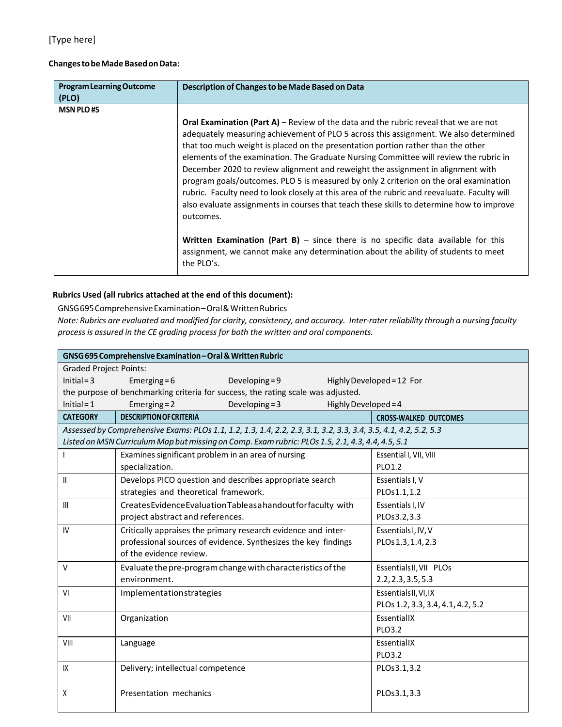[Type here]

**Changes to be Made Based on Data:**

| Program Learning Outcome (PLO) | Description of Changes to be Made Based on Data |
| --- | --- |
| **MSN PLO #5** | **Oral Examination (Part A)** – Review of the data and the rubric reveal that we are not adequately measuring achievement of PLO 5 across this assignment. We also determined that too much weight is placed on the presentation portion rather than the other elements of the examination. The Graduate Nursing Committee will review the rubric in December 2020 to review alignment and reweight the assignment in alignment with program goals/outcomes. PLO 5 is measured by only 2 criterion on the oral examination rubric. Faculty need to look closely at this area of the rubric and reevaluate. Faculty will also evaluate assignments in courses that teach these skills to determine how to improve outcomes.<br><br>**Written Examination (Part B)** – since there is no specific data available for this assignment, we cannot make any determination about the ability of students to meet the PLO's. |

**Rubrics Used (all rubrics attached at the end of this document):**

GNSG695 Comprehensive Examination – Oral & Written Rubrics

*Note: Rubrics are evaluated and modified for clarity, consistency, and accuracy. Inter-rater reliability through a nursing faculty process is assured in the CE grading process for both the written and oral components.*

| **GNSG 695 Comprehensive Examination – Oral & Written Rubric** | | |
| --- | --- | --- |
| Graded Project Points:<br>Initial = 3 Emerging = 6 Developing = 9 Highly Developed = 12 For the purpose of benchmarking criteria for success, the rating scale was adjusted.<br>Initial = 1 Emerging = 2 Developing = 3 Highly Developed = 4 | | |
| **CATEGORY** | **DESCRIPTION OF CRITERIA** | **CROSS-WALKED OUTCOMES** |
| *Assessed by Comprehensive Exams: PLOs 1.1, 1.2, 1.3, 1.4, 2.2, 2.3, 3.1, 3.2, 3.3, 3.4, 3.5, 4.1, 4.2, 5.2, 5.3*<br>*Listed on MSN Curriculum Map but missing on Comp. Exam rubric: PLOs 1.5, 2.1, 4.3, 4.4, 4.5, 5.1* | | |
| I | Examines significant problem in an area of nursing specialization. | Essential I, VII, VIII<br>PLO1.2 |
| II | Develops PICO question and describes appropriate search strategies and theoretical framework. | Essentials I, V<br>PLOs 1.1, 1.2 |
| III | Creates Evidence Evaluation Table as a handout for faculty with project abstract and references. | Essentials I, IV<br>PLOs 3.2, 3.3 |
| IV | Critically appraises the primary research evidence and inter-professional sources of evidence. Synthesizes the key findings of the evidence review. | Essentials I, IV, V<br>PLOs 1.3, 1.4, 2.3 |
| V | Evaluate the pre-program change with characteristics of the environment. | Essentials II, VII PLOs<br>2.2, 2.3, 3.5, 5.3 |
| VI | Implementation strategies | Essentials II, VI, IX<br>PLOs 1.2, 3.3, 3.4, 4.1, 4.2, 5.2 |
| VII | Organization | Essential IX<br>PLO3.2 |
| VIII | Language | Essential IX<br>PLO3.2 |
| IX | Delivery; intellectual competence | PLOs 3.1, 3.2 |
| X | Presentation mechanics | PLOs 3.1, 3.3 |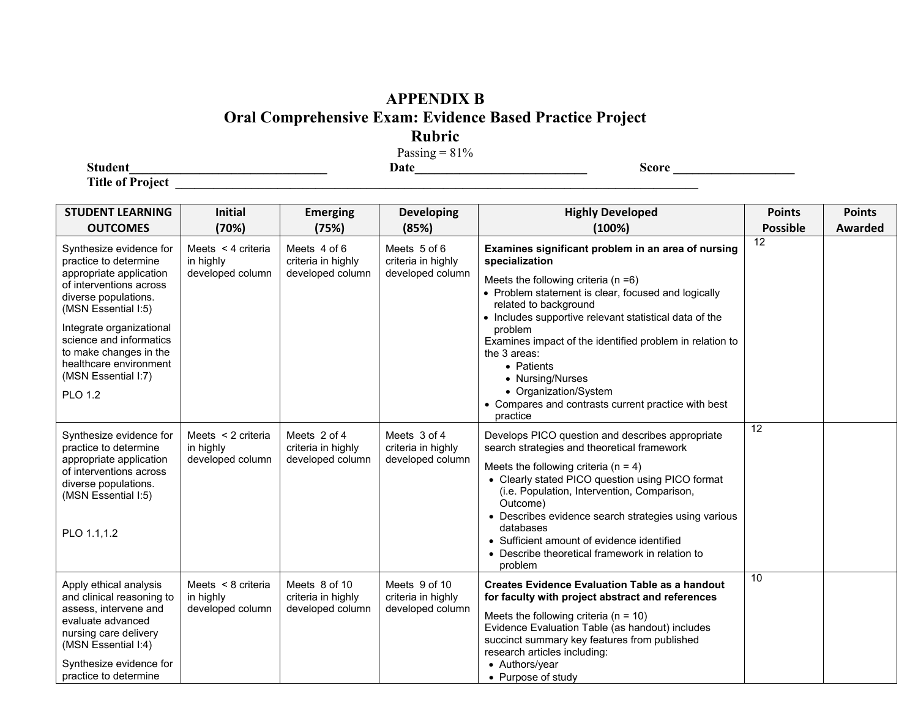# APPENDIX B

## Oral Comprehensive Exam: Evidence Based Practice Project

## Rubric

Passing = 81%

**Student**_______________________________ **Date**____________________________ **Score** ___________________

**Title of Project** ________________________________________________________________________________

| STUDENT LEARNING OUTCOMES | Initial (70%) | Emerging (75%) | Developing (85%) | Highly Developed (100%) | Points Possible | Points Awarded |
|---|---|---|---|---|---|---|
| Synthesize evidence for practice to determine appropriate application of interventions across diverse populations. (MSN Essential I:5)<br><br>Integrate organizational science and informatics to make changes in the healthcare environment (MSN Essential I:7)<br><br>PLO 1.2 | Meets < 4 criteria in highly developed column | Meets 4 of 6 criteria in highly developed column | Meets 5 of 6 criteria in highly developed column | **Examines significant problem in an area of nursing specialization**<br><br>Meets the following criteria (n =6)<br>• Problem statement is clear, focused and logically related to background<br>• Includes supportive relevant statistical data of the problem<br>Examines impact of the identified problem in relation to the 3 areas:<br>• Patients<br>• Nursing/Nurses<br>• Organization/System<br>• Compares and contrasts current practice with best practice | 12 | |
| Synthesize evidence for practice to determine appropriate application of interventions across diverse populations. (MSN Essential I:5)<br><br>PLO 1.1,1.2 | Meets < 2 criteria in highly developed column | Meets 2 of 4 criteria in highly developed column | Meets 3 of 4 criteria in highly developed column | Develops PICO question and describes appropriate search strategies and theoretical framework<br><br>Meets the following criteria (n = 4)<br>• Clearly stated PICO question using PICO format (i.e. Population, Intervention, Comparison, Outcome)<br>• Describes evidence search strategies using various databases<br>• Sufficient amount of evidence identified<br>• Describe theoretical framework in relation to problem | 12 | |
| Apply ethical analysis and clinical reasoning to assess, intervene and evaluate advanced nursing care delivery (MSN Essential I:4)<br><br>Synthesize evidence for practice to determine | Meets < 8 criteria in highly developed column | Meets 8 of 10 criteria in highly developed column | Meets 9 of 10 criteria in highly developed column | **Creates Evidence Evaluation Table as a handout for faculty with project abstract and references**<br><br>Meets the following criteria (n = 10)<br>Evidence Evaluation Table (as handout) includes succinct summary key features from published research articles including:<br>• Authors/year<br>• Purpose of study | 10 | |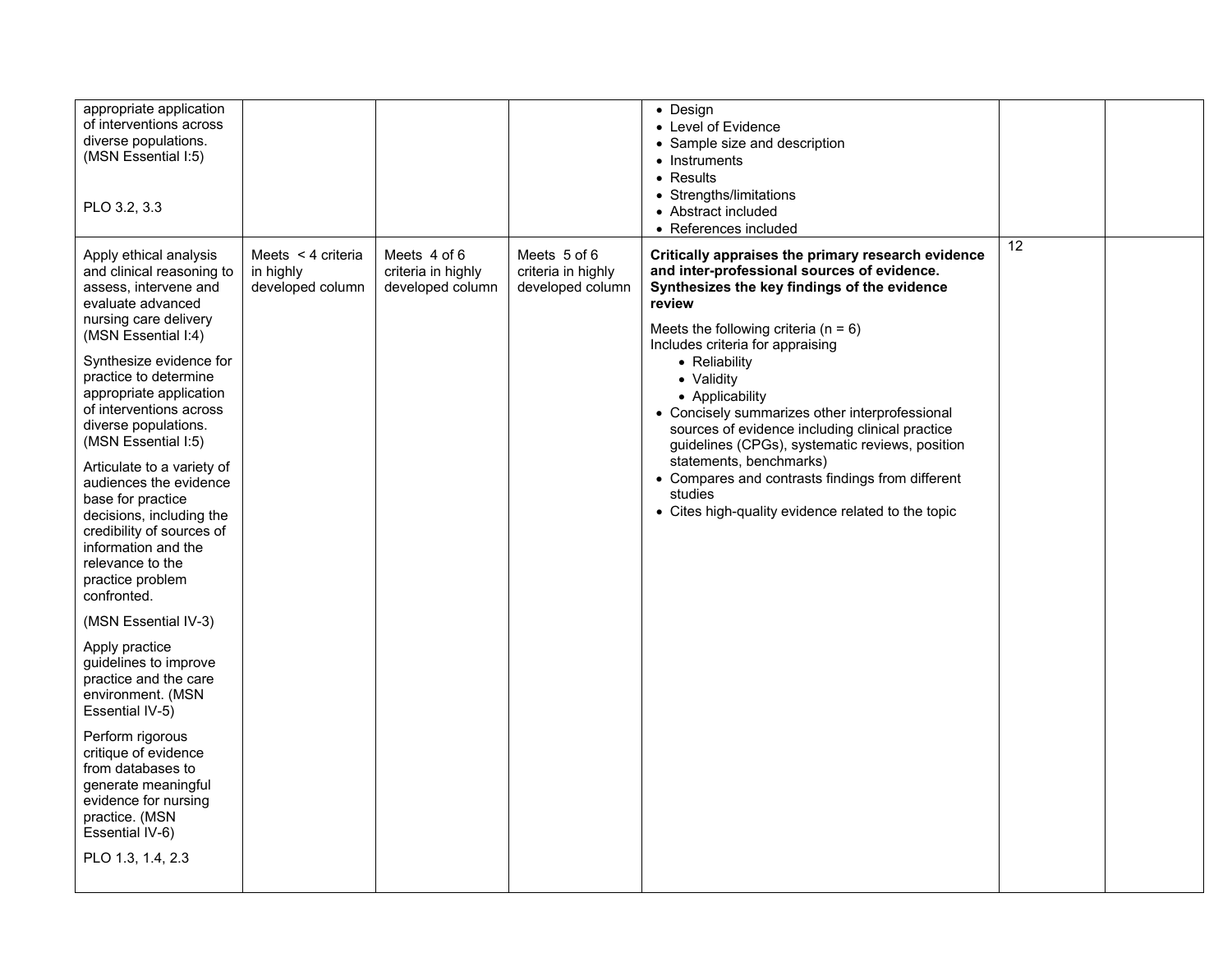| | | | | | | |
|---|---|---|---|---|---|---|
| appropriate application of interventions across diverse populations. (MSN Essential I:5)<br><br>PLO 3.2, 3.3 | | | | • Design<br>• Level of Evidence<br>• Sample size and description<br>• Instruments<br>• Results<br>• Strengths/limitations<br>• Abstract included<br>• References included | | |
| Apply ethical analysis and clinical reasoning to assess, intervene and evaluate advanced nursing care delivery (MSN Essential I:4)<br><br>Synthesize evidence for practice to determine appropriate application of interventions across diverse populations. (MSN Essential I:5)<br><br>Articulate to a variety of audiences the evidence base for practice decisions, including the credibility of sources of information and the relevance to the practice problem confronted.<br><br>(MSN Essential IV-3)<br><br>Apply practice guidelines to improve practice and the care environment. (MSN Essential IV-5)<br><br>Perform rigorous critique of evidence from databases to generate meaningful evidence for nursing practice. (MSN Essential IV-6)<br><br>PLO 1.3, 1.4, 2.3 | Meets < 4 criteria in highly developed column | Meets 4 of 6 criteria in highly developed column | Meets 5 of 6 criteria in highly developed column | **Critically appraises the primary research evidence and inter-professional sources of evidence. Synthesizes the key findings of the evidence review**<br><br>Meets the following criteria (n = 6)<br>Includes criteria for appraising<br>• Reliability<br>• Validity<br>• Applicability<br>• Concisely summarizes other interprofessional sources of evidence including clinical practice guidelines (CPGs), systematic reviews, position statements, benchmarks)<br>• Compares and contrasts findings from different studies<br>• Cites high-quality evidence related to the topic | 12 | |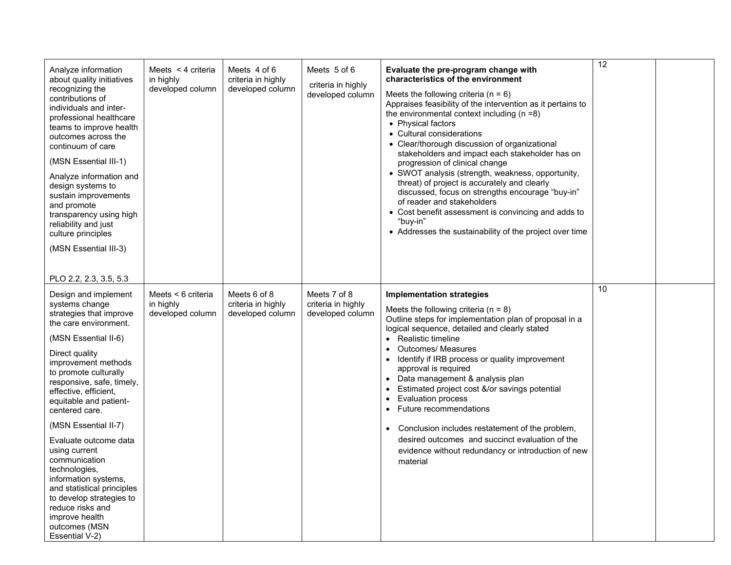| | | | | | | |
|---|---|---|---|---|---|---|
| Analyze information about quality initiatives recognizing the contributions of individuals and inter-professional healthcare teams to improve health outcomes across the continuum of care<br><br>(MSN Essential III-1)<br><br>Analyze information and design systems to sustain improvements and promote transparency using high reliability and just culture principles<br><br>(MSN Essential III-3)<br><br>PLO 2.2, 2.3, 3.5, 5.3 | Meets < 4 criteria in highly developed column | Meets 4 of 6 criteria in highly developed column | Meets 5 of 6 criteria in highly developed column | **Evaluate the pre-program change with characteristics of the environment**<br><br>Meets the following criteria (n = 6)<br>Appraises feasibility of the intervention as it pertains to the environmental context including (n =8)<br>• Physical factors<br>• Cultural considerations<br>• Clear/thorough discussion of organizational stakeholders and impact each stakeholder has on progression of clinical change<br>• SWOT analysis (strength, weakness, opportunity, threat) of project is accurately and clearly discussed, focus on strengths encourage "buy-in" of reader and stakeholders<br>• Cost benefit assessment is convincing and adds to "buy-in"<br>• Addresses the sustainability of the project over time | 12 | |
| Design and implement systems change strategies that improve the care environment.<br><br>(MSN Essential II-6)<br><br>Direct quality improvement methods to promote culturally responsive, safe, timely, effective, efficient, equitable and patient-centered care.<br><br>(MSN Essential II-7)<br><br>Evaluate outcome data using current communication technologies, information systems, and statistical principles to develop strategies to reduce risks and improve health outcomes (MSN Essential V-2) | Meets < 6 criteria in highly developed column | Meets 6 of 8 criteria in highly developed column | Meets 7 of 8 criteria in highly developed column | **Implementation strategies**<br><br>Meets the following criteria (n = 8)<br>Outline steps for implementation plan of proposal in a logical sequence, detailed and clearly stated<br>• Realistic timeline<br>• Outcomes/ Measures<br>• Identify if IRB process or quality improvement approval is required<br>• Data management & analysis plan<br>• Estimated project cost &/or savings potential<br>• Evaluation process<br>• Future recommendations<br><br>• Conclusion includes restatement of the problem, desired outcomes and succinct evaluation of the evidence without redundancy or introduction of new material | 10 | |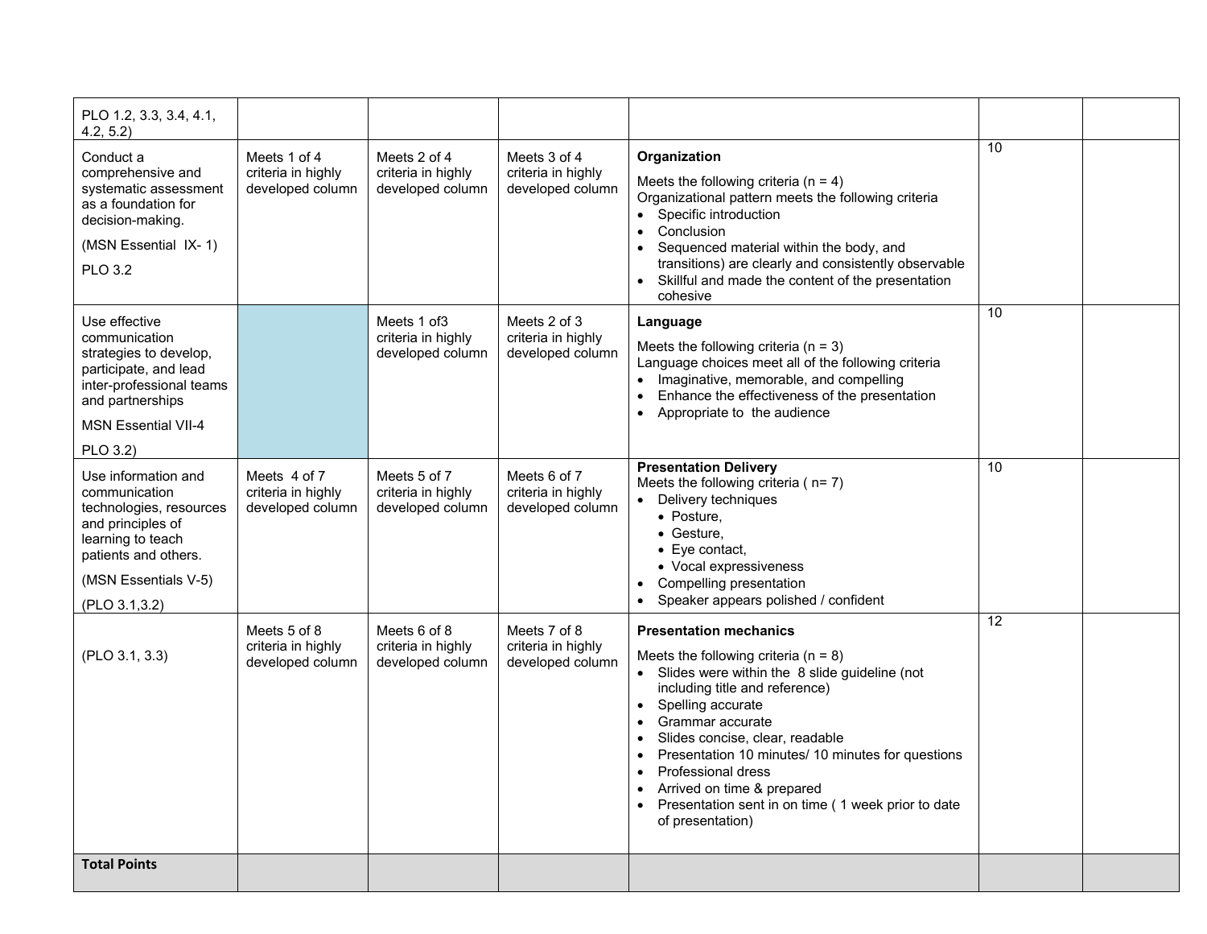| | | | | | | |
|---|---|---|---|---|---|---|
| PLO 1.2, 3.3, 3.4, 4.1, 4.2, 5.2) | | | | | | |
| Conduct a comprehensive and systematic assessment as a foundation for decision-making.<br><br>(MSN Essential IX- 1)<br><br>PLO 3.2 | Meets 1 of 4 criteria in highly developed column | Meets 2 of 4 criteria in highly developed column | Meets 3 of 4 criteria in highly developed column | **Organization**<br><br>Meets the following criteria (n = 4)<br>Organizational pattern meets the following criteria<br>• Specific introduction<br>• Conclusion<br>• Sequenced material within the body, and transitions) are clearly and consistently observable<br>• Skillful and made the content of the presentation cohesive | 10 | |
| Use effective communication strategies to develop, participate, and lead inter-professional teams and partnerships<br><br>MSN Essential VII-4<br><br>PLO 3.2) | | Meets 1 of3 criteria in highly developed column | Meets 2 of 3 criteria in highly developed column | **Language**<br><br>Meets the following criteria (n = 3)<br>Language choices meet all of the following criteria<br>• Imaginative, memorable, and compelling<br>• Enhance the effectiveness of the presentation<br>• Appropriate to the audience | 10 | |
| Use information and communication technologies, resources and principles of learning to teach patients and others.<br><br>(MSN Essentials V-5)<br><br>(PLO 3.1,3.2) | Meets 4 of 7 criteria in highly developed column | Meets 5 of 7 criteria in highly developed column | Meets 6 of 7 criteria in highly developed column | **Presentation Delivery**<br>Meets the following criteria ( n= 7)<br>• Delivery techniques<br>&nbsp;&nbsp;• Posture,<br>&nbsp;&nbsp;• Gesture,<br>&nbsp;&nbsp;• Eye contact,<br>&nbsp;&nbsp;• Vocal expressiveness<br>• Compelling presentation<br>• Speaker appears polished / confident | 10 | |
| (PLO 3.1, 3.3) | Meets 5 of 8 criteria in highly developed column | Meets 6 of 8 criteria in highly developed column | Meets 7 of 8 criteria in highly developed column | **Presentation mechanics**<br><br>Meets the following criteria (n = 8)<br>• Slides were within the 8 slide guideline (not including title and reference)<br>• Spelling accurate<br>• Grammar accurate<br>• Slides concise, clear, readable<br>• Presentation 10 minutes/ 10 minutes for questions<br>• Professional dress<br>• Arrived on time & prepared<br>• Presentation sent in on time ( 1 week prior to date of presentation) | 12 | |
| **Total Points** | | | | | | |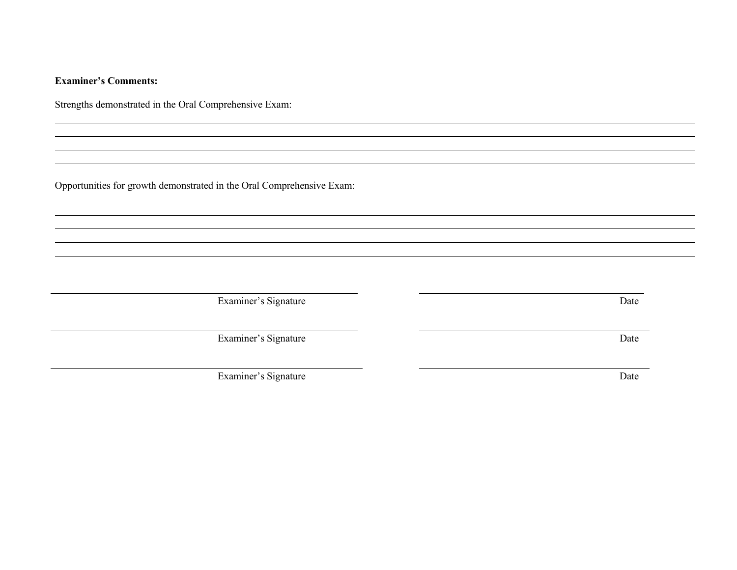**Examiner's Comments:**

Strengths demonstrated in the Oral Comprehensive Exam:

\_\_\_\_\_\_\_\_\_\_\_\_\_\_\_\_\_\_\_\_\_\_\_\_\_\_\_\_\_\_\_\_\_\_\_\_\_\_\_\_\_\_\_\_\_\_\_\_\_\_\_\_\_\_\_\_\_\_\_\_\_\_\_\_\_\_\_\_\_\_\_\_\_\_\_\_\_\_

\_\_\_\_\_\_\_\_\_\_\_\_\_\_\_\_\_\_\_\_\_\_\_\_\_\_\_\_\_\_\_\_\_\_\_\_\_\_\_\_\_\_\_\_\_\_\_\_\_\_\_\_\_\_\_\_\_\_\_\_\_\_\_\_\_\_\_\_\_\_\_\_\_\_\_\_\_\_

\_\_\_\_\_\_\_\_\_\_\_\_\_\_\_\_\_\_\_\_\_\_\_\_\_\_\_\_\_\_\_\_\_\_\_\_\_\_\_\_\_\_\_\_\_\_\_\_\_\_\_\_\_\_\_\_\_\_\_\_\_\_\_\_\_\_\_\_\_\_\_\_\_\_\_\_\_\_

\_\_\_\_\_\_\_\_\_\_\_\_\_\_\_\_\_\_\_\_\_\_\_\_\_\_\_\_\_\_\_\_\_\_\_\_\_\_\_\_\_\_\_\_\_\_\_\_\_\_\_\_\_\_\_\_\_\_\_\_\_\_\_\_\_\_\_\_\_\_\_\_\_\_\_\_\_\_

Opportunities for growth demonstrated in the Oral Comprehensive Exam:

\_\_\_\_\_\_\_\_\_\_\_\_\_\_\_\_\_\_\_\_\_\_\_\_\_\_\_\_\_\_\_\_\_\_\_\_\_\_\_\_\_\_\_\_\_\_\_\_\_\_\_\_\_\_\_\_\_\_\_\_\_\_\_\_\_\_\_\_\_\_\_\_\_\_\_\_\_\_

\_\_\_\_\_\_\_\_\_\_\_\_\_\_\_\_\_\_\_\_\_\_\_\_\_\_\_\_\_\_\_\_\_\_\_\_\_\_\_\_\_\_\_\_\_\_\_\_\_\_\_\_\_\_\_\_\_\_\_\_\_\_\_\_\_\_\_\_\_\_\_\_\_\_\_\_\_\_

\_\_\_\_\_\_\_\_\_\_\_\_\_\_\_\_\_\_\_\_\_\_\_\_\_\_\_\_\_\_\_\_\_\_\_\_\_\_\_\_\_\_\_\_\_\_\_\_\_\_\_\_\_\_\_\_\_\_\_\_\_\_\_\_\_\_\_\_\_\_\_\_\_\_\_\_\_\_

\_\_\_\_\_\_\_\_\_\_\_\_\_\_\_\_\_\_\_\_\_\_\_\_\_\_\_\_\_\_\_\_\_\_\_\_\_\_\_\_\_\_\_\_\_\_\_\_\_\_\_\_\_\_\_\_\_\_\_\_\_\_\_\_\_\_\_\_\_\_\_\_\_\_\_\_\_\_

| | |
|---|---|
| \_\_\_\_\_\_\_\_\_\_\_\_\_\_\_\_\_\_\_\_\_\_\_\_\_\_\_\_\_\_ | \_\_\_\_\_\_\_\_\_\_\_\_\_\_\_\_\_\_\_\_ |
| Examiner's Signature | Date |
| \_\_\_\_\_\_\_\_\_\_\_\_\_\_\_\_\_\_\_\_\_\_\_\_\_\_\_\_\_\_ | \_\_\_\_\_\_\_\_\_\_\_\_\_\_\_\_\_\_\_\_ |
| Examiner's Signature | Date |
| \_\_\_\_\_\_\_\_\_\_\_\_\_\_\_\_\_\_\_\_\_\_\_\_\_\_\_\_\_\_ | \_\_\_\_\_\_\_\_\_\_\_\_\_\_\_\_\_\_\_\_ |
| Examiner's Signature | Date |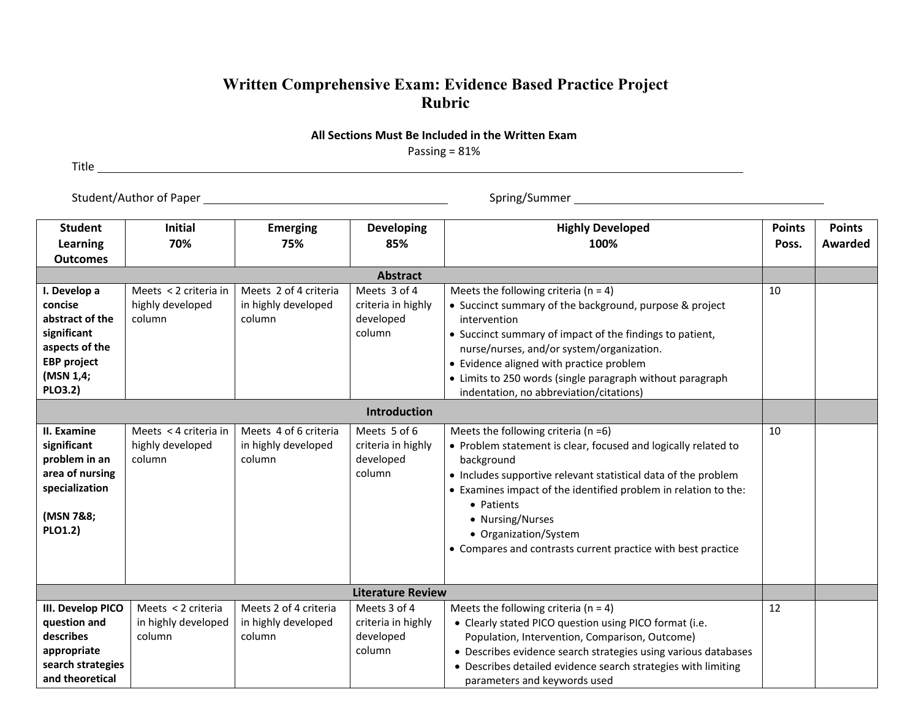# Written Comprehensive Exam: Evidence Based Practice Project Rubric

**All Sections Must Be Included in the Written Exam**

Passing = 81%

Title ______________________________

Student/Author of Paper ______________________ Spring/Summer ______________________

| Student Learning Outcomes | Initial 70% | Emerging 75% | Developing 85% | Highly Developed 100% | Points Poss. | Points Awarded |
|---|---|---|---|---|---|---|
| **Abstract** | | | | | | |
| **I. Develop a concise abstract of the significant aspects of the EBP project (MSN 1,4; PLO3.2)** | Meets < 2 criteria in highly developed column | Meets 2 of 4 criteria in highly developed column | Meets 3 of 4 criteria in highly developed column | Meets the following criteria (n = 4)<br>• Succinct summary of the background, purpose & project intervention<br>• Succinct summary of impact of the findings to patient, nurse/nurses, and/or system/organization.<br>• Evidence aligned with practice problem<br>• Limits to 250 words (single paragraph without paragraph indentation, no abbreviation/citations) | 10 | |
| **Introduction** | | | | | | |
| **II. Examine significant problem in an area of nursing specialization (MSN 7&8; PLO1.2)** | Meets < 4 criteria in highly developed column | Meets 4 of 6 criteria in highly developed column | Meets 5 of 6 criteria in highly developed column | Meets the following criteria (n =6)<br>• Problem statement is clear, focused and logically related to background<br>• Includes supportive relevant statistical data of the problem<br>• Examines impact of the identified problem in relation to the:<br>&nbsp;&nbsp;• Patients<br>&nbsp;&nbsp;• Nursing/Nurses<br>&nbsp;&nbsp;• Organization/System<br>• Compares and contrasts current practice with best practice | 10 | |
| **Literature Review** | | | | | | |
| **III. Develop PICO question and describes appropriate search strategies and theoretical** | Meets < 2 criteria in highly developed column | Meets 2 of 4 criteria in highly developed column | Meets 3 of 4 criteria in highly developed column | Meets the following criteria (n = 4)<br>• Clearly stated PICO question using PICO format (i.e. Population, Intervention, Comparison, Outcome)<br>• Describes evidence search strategies using various databases<br>• Describes detailed evidence search strategies with limiting parameters and keywords used | 12 | |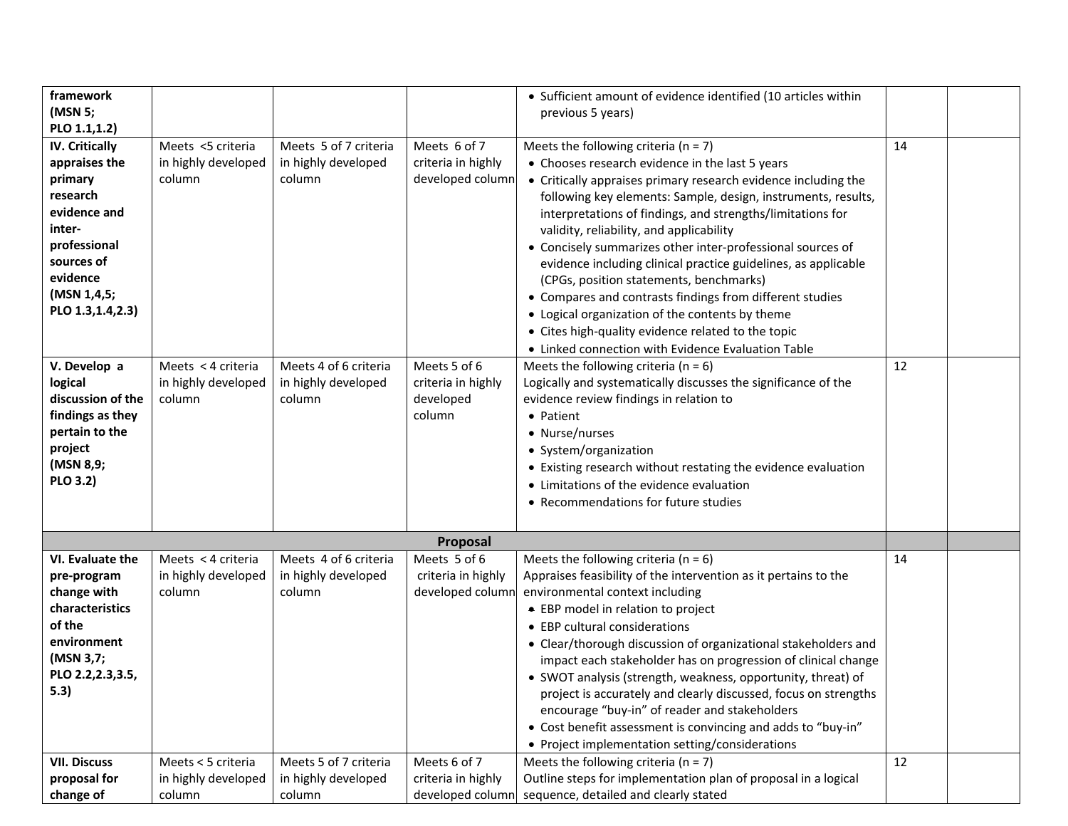| | | | | | | |
|---|---|---|---|---|---|---|
| **framework (MSN 5; PLO 1.1,1.2)** | | | | • Sufficient amount of evidence identified (10 articles within previous 5 years) | | |
| **IV. Critically appraises the primary research evidence and inter-professional sources of evidence (MSN 1,4,5; PLO 1.3,1.4,2.3)** | Meets <5 criteria in highly developed column | Meets 5 of 7 criteria in highly developed column | Meets 6 of 7 criteria in highly developed column | Meets the following criteria (n = 7)<br>• Chooses research evidence in the last 5 years<br>• Critically appraises primary research evidence including the following key elements: Sample, design, instruments, results, interpretations of findings, and strengths/limitations for validity, reliability, and applicability<br>• Concisely summarizes other inter-professional sources of evidence including clinical practice guidelines, as applicable (CPGs, position statements, benchmarks)<br>• Compares and contrasts findings from different studies<br>• Logical organization of the contents by theme<br>• Cites high-quality evidence related to the topic<br>• Linked connection with Evidence Evaluation Table | 14 | |
| **V. Develop a logical discussion of the findings as they pertain to the project (MSN 8,9; PLO 3.2)** | Meets < 4 criteria in highly developed column | Meets 4 of 6 criteria in highly developed column | Meets 5 of 6 criteria in highly developed column | Meets the following criteria (n = 6)<br>Logically and systematically discusses the significance of the evidence review findings in relation to<br>• Patient<br>• Nurse/nurses<br>• System/organization<br>• Existing research without restating the evidence evaluation<br>• Limitations of the evidence evaluation<br>• Recommendations for future studies | 12 | |
| **Proposal** | | | | | | |
| **VI. Evaluate the pre-program change with characteristics of the environment (MSN 3,7; PLO 2.2,2.3,3.5, 5.3)** | Meets < 4 criteria in highly developed column | Meets 4 of 6 criteria in highly developed column | Meets 5 of 6 criteria in highly developed column | Meets the following criteria (n = 6)<br>Appraises feasibility of the intervention as it pertains to the environmental context including<br>• EBP model in relation to project<br>• EBP cultural considerations<br>• Clear/thorough discussion of organizational stakeholders and impact each stakeholder has on progression of clinical change<br>• SWOT analysis (strength, weakness, opportunity, threat) of project is accurately and clearly discussed, focus on strengths encourage "buy-in" of reader and stakeholders<br>• Cost benefit assessment is convincing and adds to "buy-in"<br>• Project implementation setting/considerations | 14 | |
| **VII. Discuss proposal for change of** | Meets < 5 criteria in highly developed column | Meets 5 of 7 criteria in highly developed column | Meets 6 of 7 criteria in highly developed column | Meets the following criteria (n = 7)<br>Outline steps for implementation plan of proposal in a logical sequence, detailed and clearly stated | 12 | |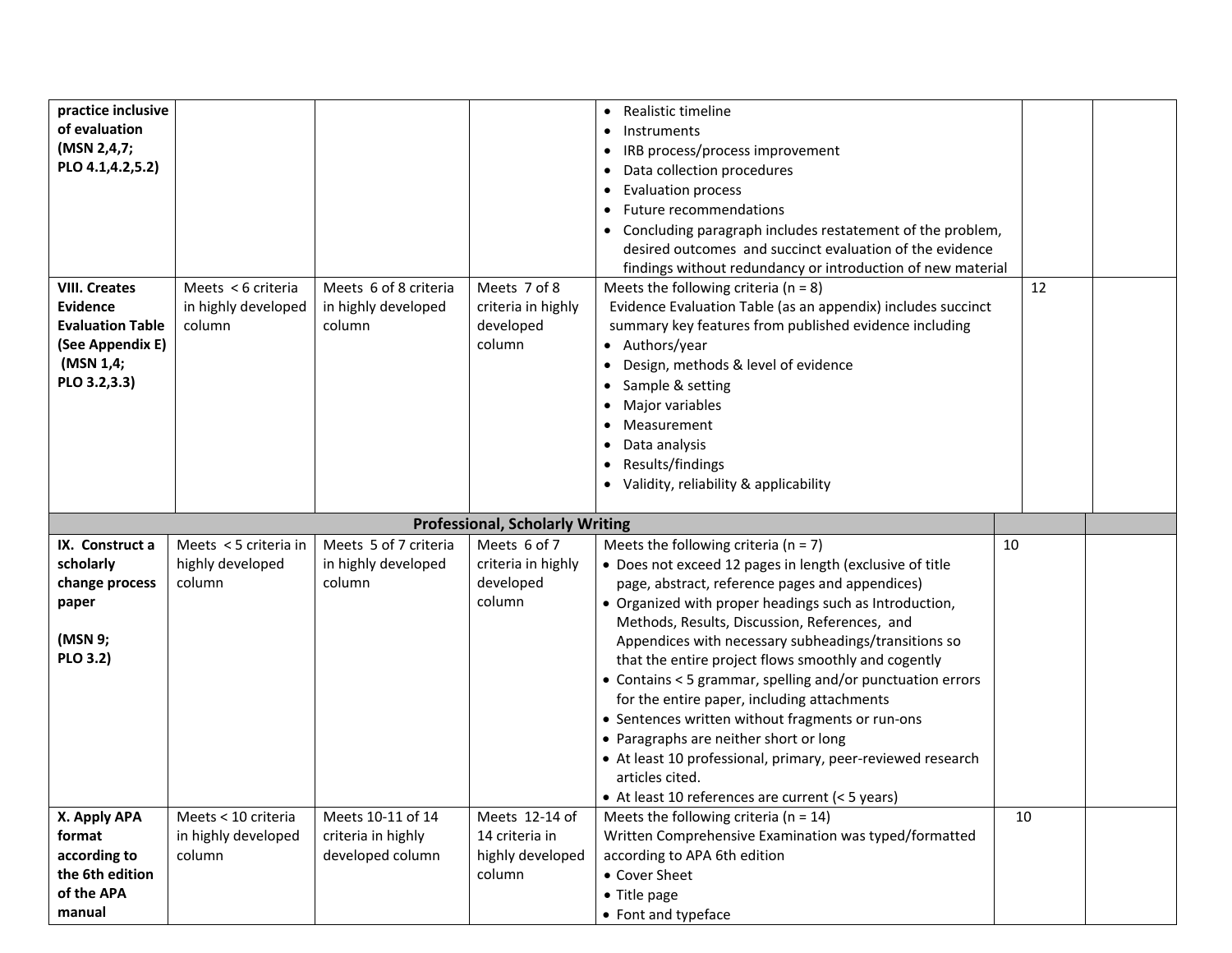| | | | | | | |
|---|---|---|---|---|---|---|
| **practice inclusive of evaluation (MSN 2,4,7; PLO 4.1,4.2,5.2)** | | | | • Realistic timeline<br>• Instruments<br>• IRB process/process improvement<br>• Data collection procedures<br>• Evaluation process<br>• Future recommendations<br>• Concluding paragraph includes restatement of the problem, desired outcomes and succinct evaluation of the evidence findings without redundancy or introduction of new material | | |
| **VIII. Creates Evidence Evaluation Table (See Appendix E) (MSN 1,4; PLO 3.2,3.3)** | Meets < 6 criteria in highly developed column | Meets 6 of 8 criteria in highly developed column | Meets 7 of 8 criteria in highly developed column | Meets the following criteria (n = 8)<br>Evidence Evaluation Table (as an appendix) includes succinct summary key features from published evidence including<br>• Authors/year<br>• Design, methods & level of evidence<br>• Sample & setting<br>• Major variables<br>• Measurement<br>• Data analysis<br>• Results/findings<br>• Validity, reliability & applicability | 12 | |
| **Professional, Scholarly Writing** | | | | | | |
| **IX. Construct a scholarly change process paper (MSN 9; PLO 3.2)** | Meets < 5 criteria in highly developed column | Meets 5 of 7 criteria in highly developed column | Meets 6 of 7 criteria in highly developed column | Meets the following criteria (n = 7)<br>• Does not exceed 12 pages in length (exclusive of title page, abstract, reference pages and appendices)<br>• Organized with proper headings such as Introduction, Methods, Results, Discussion, References, and Appendices with necessary subheadings/transitions so that the entire project flows smoothly and cogently<br>• Contains < 5 grammar, spelling and/or punctuation errors for the entire paper, including attachments<br>• Sentences written without fragments or run-ons<br>• Paragraphs are neither short or long<br>• At least 10 professional, primary, peer-reviewed research articles cited.<br>• At least 10 references are current (< 5 years) | 10 | |
| **X. Apply APA format according to the 6th edition of the APA manual** | Meets < 10 criteria in highly developed column | Meets 10-11 of 14 criteria in highly developed column | Meets 12-14 of 14 criteria in highly developed column | Meets the following criteria (n = 14)<br>Written Comprehensive Examination was typed/formatted according to APA 6th edition<br>• Cover Sheet<br>• Title page<br>• Font and typeface | 10 | |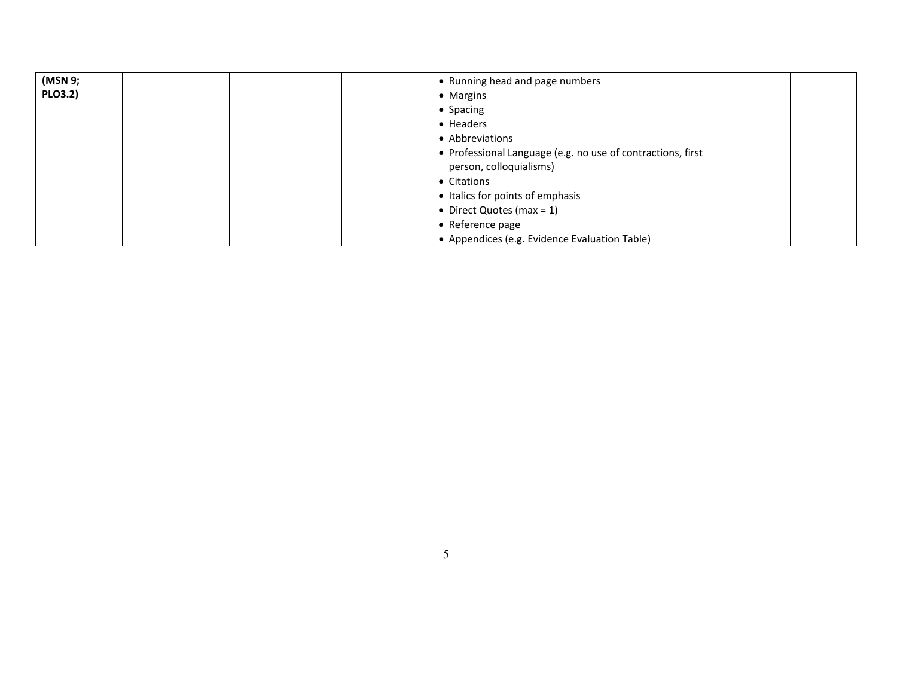| | | | | | | |
|---|---|---|---|---|---|---|
| **(MSN 9; PLO3.2)** | | | | • Running head and page numbers<br>• Margins<br>• Spacing<br>• Headers<br>• Abbreviations<br>• Professional Language (e.g. no use of contractions, first person, colloquialisms)<br>• Citations<br>• Italics for points of emphasis<br>• Direct Quotes (max = 1)<br>• Reference page<br>• Appendices (e.g. Evidence Evaluation Table) | | |